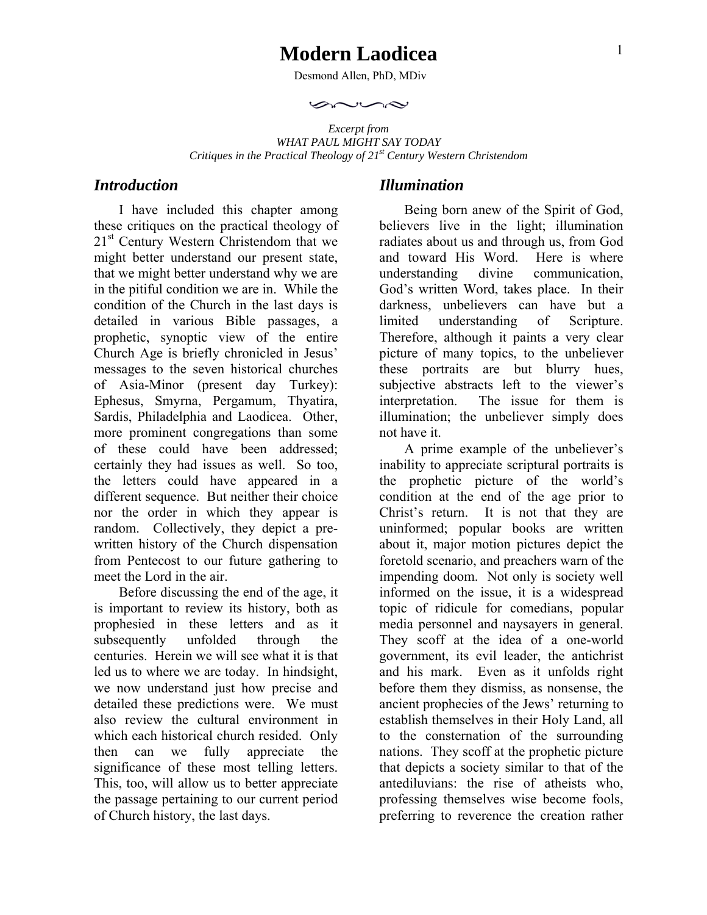# Modern Laodicea

Desmond Allen, PhD, MDiv

*Excerpt from*
*WHAT PAUL MIGHT SAY TODAY*
*Critiques in the Practical Theology of 21st Century Western Christendom*

## *Introduction*

I have included this chapter among these critiques on the practical theology of 21st Century Western Christendom that we might better understand our present state, that we might better understand why we are in the pitiful condition we are in. While the condition of the Church in the last days is detailed in various Bible passages, a prophetic, synoptic view of the entire Church Age is briefly chronicled in Jesus' messages to the seven historical churches of Asia-Minor (present day Turkey): Ephesus, Smyrna, Pergamum, Thyatira, Sardis, Philadelphia and Laodicea. Other, more prominent congregations than some of these could have been addressed; certainly they had issues as well. So too, the letters could have appeared in a different sequence. But neither their choice nor the order in which they appear is random. Collectively, they depict a pre-written history of the Church dispensation from Pentecost to our future gathering to meet the Lord in the air.

Before discussing the end of the age, it is important to review its history, both as prophesied in these letters and as it subsequently unfolded through the centuries. Herein we will see what it is that led us to where we are today. In hindsight, we now understand just how precise and detailed these predictions were. We must also review the cultural environment in which each historical church resided. Only then can we fully appreciate the significance of these most telling letters. This, too, will allow us to better appreciate the passage pertaining to our current period of Church history, the last days.

## *Illumination*

Being born anew of the Spirit of God, believers live in the light; illumination radiates about us and through us, from God and toward His Word. Here is where understanding divine communication, God's written Word, takes place. In their darkness, unbelievers can have but a limited understanding of Scripture. Therefore, although it paints a very clear picture of many topics, to the unbeliever these portraits are but blurry hues, subjective abstracts left to the viewer's interpretation. The issue for them is illumination; the unbeliever simply does not have it.

A prime example of the unbeliever's inability to appreciate scriptural portraits is the prophetic picture of the world's condition at the end of the age prior to Christ's return. It is not that they are uninformed; popular books are written about it, major motion pictures depict the foretold scenario, and preachers warn of the impending doom. Not only is society well informed on the issue, it is a widespread topic of ridicule for comedians, popular media personnel and naysayers in general. They scoff at the idea of a one-world government, its evil leader, the antichrist and his mark. Even as it unfolds right before them they dismiss, as nonsense, the ancient prophecies of the Jews' returning to establish themselves in their Holy Land, all to the consternation of the surrounding nations. They scoff at the prophetic picture that depicts a society similar to that of the antediluvians: the rise of atheists who, professing themselves wise become fools, preferring to reverence the creation rather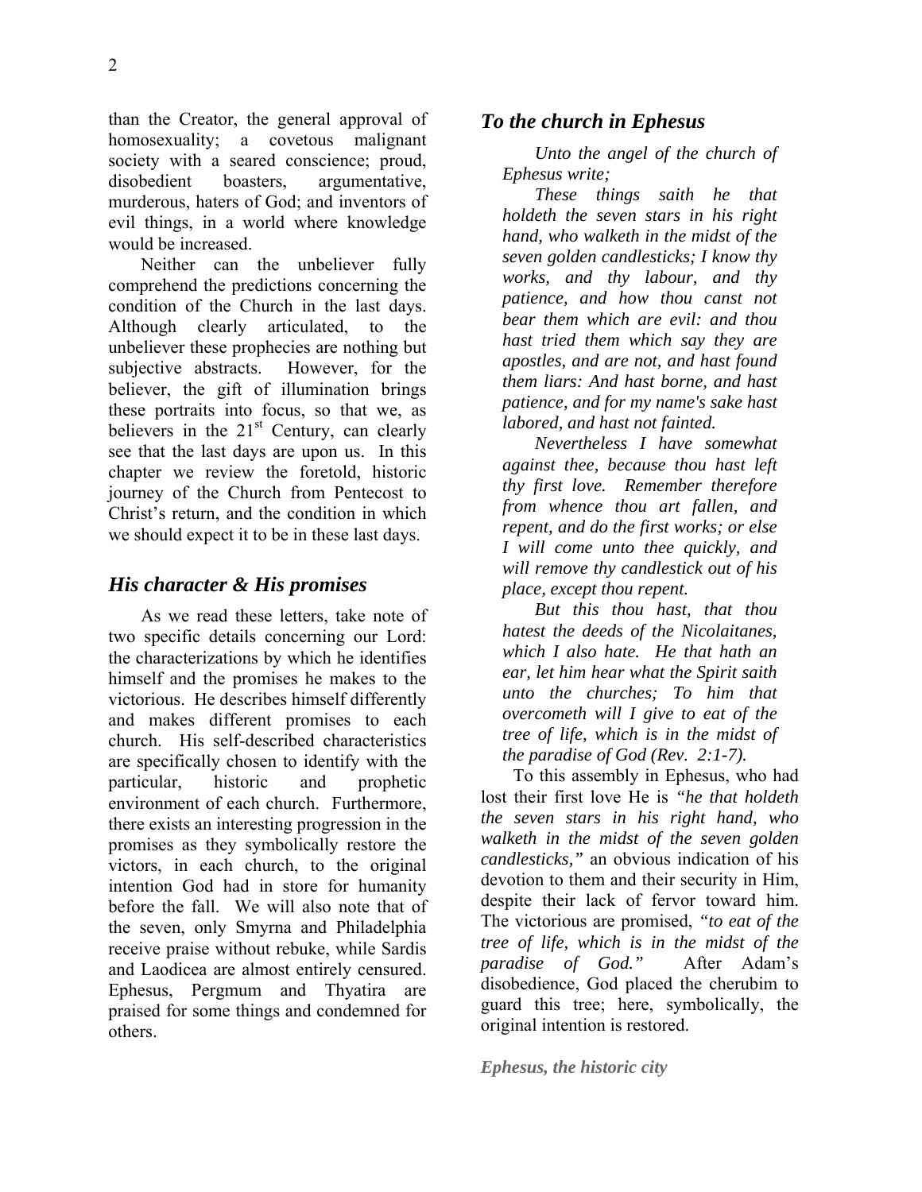than the Creator, the general approval of homosexuality; a covetous malignant society with a seared conscience; proud, disobedient boasters, argumentative, murderous, haters of God; and inventors of evil things, in a world where knowledge would be increased.

Neither can the unbeliever fully comprehend the predictions concerning the condition of the Church in the last days. Although clearly articulated, to the unbeliever these prophecies are nothing but subjective abstracts. However, for the believer, the gift of illumination brings these portraits into focus, so that we, as believers in the 21st Century, can clearly see that the last days are upon us. In this chapter we review the foretold, historic journey of the Church from Pentecost to Christ's return, and the condition in which we should expect it to be in these last days.

## *His character & His promises*

As we read these letters, take note of two specific details concerning our Lord: the characterizations by which he identifies himself and the promises he makes to the victorious. He describes himself differently and makes different promises to each church. His self-described characteristics are specifically chosen to identify with the particular, historic and prophetic environment of each church. Furthermore, there exists an interesting progression in the promises as they symbolically restore the victors, in each church, to the original intention God had in store for humanity before the fall. We will also note that of the seven, only Smyrna and Philadelphia receive praise without rebuke, while Sardis and Laodicea are almost entirely censured. Ephesus, Pergmum and Thyatira are praised for some things and condemned for others.

## *To the church in Ephesus*

*Unto the angel of the church of Ephesus write;*

*These things saith he that holdeth the seven stars in his right hand, who walketh in the midst of the seven golden candlesticks; I know thy works, and thy labour, and thy patience, and how thou canst not bear them which are evil: and thou hast tried them which say they are apostles, and are not, and hast found them liars: And hast borne, and hast patience, and for my name's sake hast labored, and hast not fainted.*

*Nevertheless I have somewhat against thee, because thou hast left thy first love. Remember therefore from whence thou art fallen, and repent, and do the first works; or else I will come unto thee quickly, and will remove thy candlestick out of his place, except thou repent.*

*But this thou hast, that thou hatest the deeds of the Nicolaitanes, which I also hate. He that hath an ear, let him hear what the Spirit saith unto the churches; To him that overcometh will I give to eat of the tree of life, which is in the midst of the paradise of God (Rev. 2:1-7).*

To this assembly in Ephesus, who had lost their first love He is *"he that holdeth the seven stars in his right hand, who walketh in the midst of the seven golden candlesticks,"* an obvious indication of his devotion to them and their security in Him, despite their lack of fervor toward him. The victorious are promised, *"to eat of the tree of life, which is in the midst of the paradise of God."* After Adam's disobedience, God placed the cherubim to guard this tree; here, symbolically, the original intention is restored.

### *Ephesus, the historic city*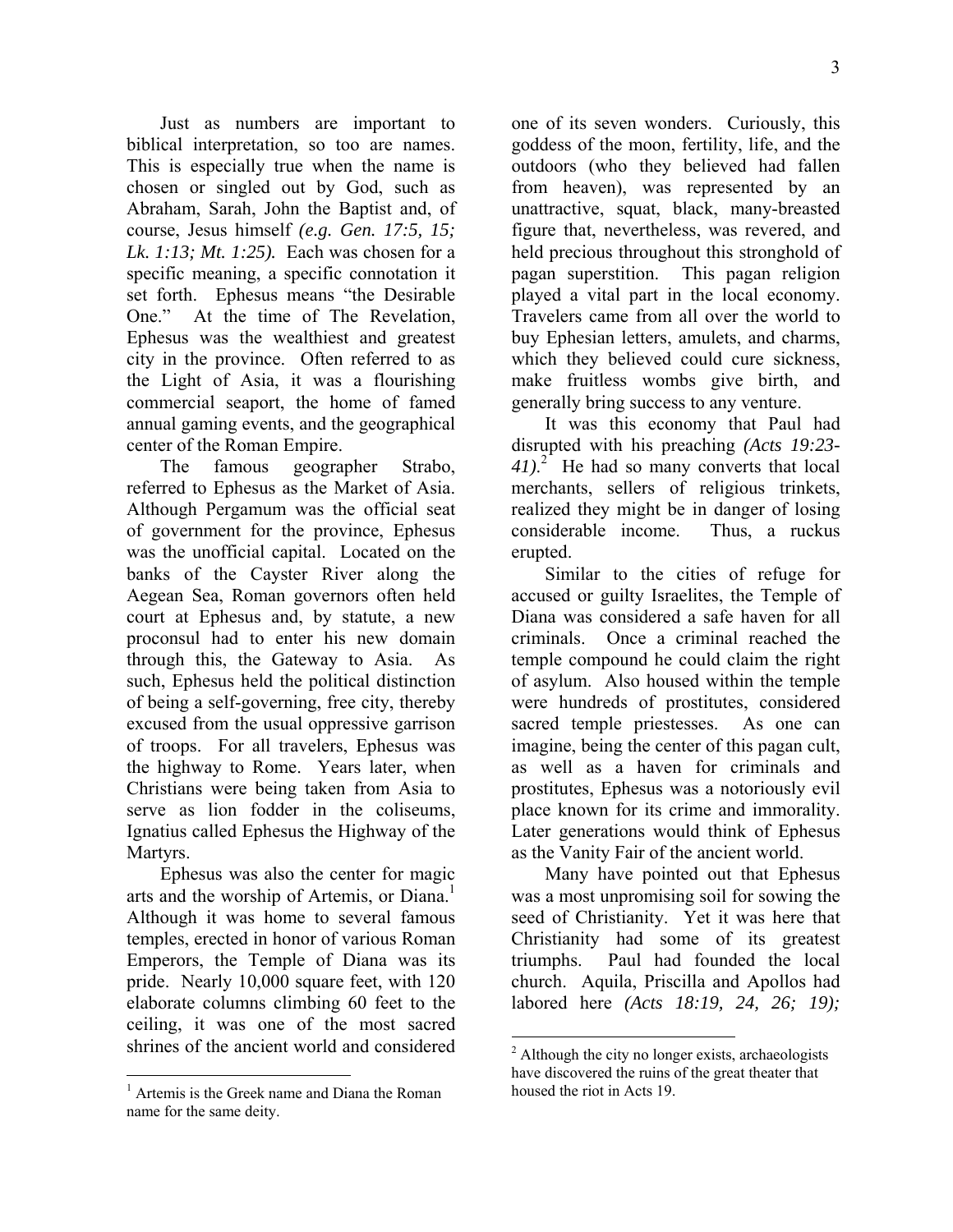Just as numbers are important to biblical interpretation, so too are names. This is especially true when the name is chosen or singled out by God, such as Abraham, Sarah, John the Baptist and, of course, Jesus himself *(e.g. Gen. 17:5, 15; Lk. 1:13; Mt. 1:25).* Each was chosen for a specific meaning, a specific connotation it set forth. Ephesus means "the Desirable One." At the time of The Revelation, Ephesus was the wealthiest and greatest city in the province. Often referred to as the Light of Asia, it was a flourishing commercial seaport, the home of famed annual gaming events, and the geographical center of the Roman Empire.

The famous geographer Strabo, referred to Ephesus as the Market of Asia. Although Pergamum was the official seat of government for the province, Ephesus was the unofficial capital. Located on the banks of the Cayster River along the Aegean Sea, Roman governors often held court at Ephesus and, by statute, a new proconsul had to enter his new domain through this, the Gateway to Asia. As such, Ephesus held the political distinction of being a self-governing, free city, thereby excused from the usual oppressive garrison of troops. For all travelers, Ephesus was the highway to Rome. Years later, when Christians were being taken from Asia to serve as lion fodder in the coliseums, Ignatius called Ephesus the Highway of the Martyrs.

Ephesus was also the center for magic arts and the worship of Artemis, or Diana.[1] Although it was home to several famous temples, erected in honor of various Roman Emperors, the Temple of Diana was its pride. Nearly 10,000 square feet, with 120 elaborate columns climbing 60 feet to the ceiling, it was one of the most sacred shrines of the ancient world and considered one of its seven wonders. Curiously, this goddess of the moon, fertility, life, and the outdoors (who they believed had fallen from heaven), was represented by an unattractive, squat, black, many-breasted figure that, nevertheless, was revered, and held precious throughout this stronghold of pagan superstition. This pagan religion played a vital part in the local economy. Travelers came from all over the world to buy Ephesian letters, amulets, and charms, which they believed could cure sickness, make fruitless wombs give birth, and generally bring success to any venture.

It was this economy that Paul had disrupted with his preaching *(Acts 19:23-41).*[2] He had so many converts that local merchants, sellers of religious trinkets, realized they might be in danger of losing considerable income. Thus, a ruckus erupted.

Similar to the cities of refuge for accused or guilty Israelites, the Temple of Diana was considered a safe haven for all criminals. Once a criminal reached the temple compound he could claim the right of asylum. Also housed within the temple were hundreds of prostitutes, considered sacred temple priestesses. As one can imagine, being the center of this pagan cult, as well as a haven for criminals and prostitutes, Ephesus was a notoriously evil place known for its crime and immorality. Later generations would think of Ephesus as the Vanity Fair of the ancient world.

Many have pointed out that Ephesus was a most unpromising soil for sowing the seed of Christianity. Yet it was here that Christianity had some of its greatest triumphs. Paul had founded the local church. Aquila, Priscilla and Apollos had labored here *(Acts 18:19, 24, 26; 19);*

---

[1] Artemis is the Greek name and Diana the Roman name for the same deity.

[2] Although the city no longer exists, archaeologists have discovered the ruins of the great theater that housed the riot in Acts 19.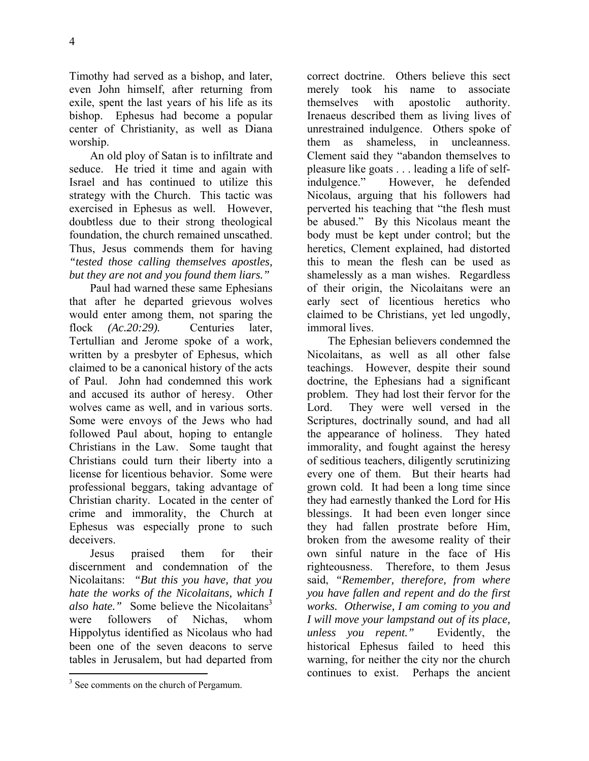Timothy had served as a bishop, and later, even John himself, after returning from exile, spent the last years of his life as its bishop. Ephesus had become a popular center of Christianity, as well as Diana worship.

An old ploy of Satan is to infiltrate and seduce. He tried it time and again with Israel and has continued to utilize this strategy with the Church. This tactic was exercised in Ephesus as well. However, doubtless due to their strong theological foundation, the church remained unscathed. Thus, Jesus commends them for having *"tested those calling themselves apostles, but they are not and you found them liars."*

Paul had warned these same Ephesians that after he departed grievous wolves would enter among them, not sparing the flock *(Ac.20:29).* Centuries later, Tertullian and Jerome spoke of a work, written by a presbyter of Ephesus, which claimed to be a canonical history of the acts of Paul. John had condemned this work and accused its author of heresy. Other wolves came as well, and in various sorts. Some were envoys of the Jews who had followed Paul about, hoping to entangle Christians in the Law. Some taught that Christians could turn their liberty into a license for licentious behavior. Some were professional beggars, taking advantage of Christian charity. Located in the center of crime and immorality, the Church at Ephesus was especially prone to such deceivers.

Jesus praised them for their discernment and condemnation of the Nicolaitans: *"But this you have, that you hate the works of the Nicolaitans, which I also hate."* Some believe the Nicolaitans[3] were followers of Nichas, whom Hippolytus identified as Nicolaus who had been one of the seven deacons to serve tables in Jerusalem, but had departed from correct doctrine. Others believe this sect merely took his name to associate themselves with apostolic authority. Irenaeus described them as living lives of unrestrained indulgence. Others spoke of them as shameless, in uncleanness. Clement said they "abandon themselves to pleasure like goats . . . leading a life of self-indulgence." However, he defended Nicolaus, arguing that his followers had perverted his teaching that "the flesh must be abused." By this Nicolaus meant the body must be kept under control; but the heretics, Clement explained, had distorted this to mean the flesh can be used as shamelessly as a man wishes. Regardless of their origin, the Nicolaitans were an early sect of licentious heretics who claimed to be Christians, yet led ungodly, immoral lives.

The Ephesian believers condemned the Nicolaitans, as well as all other false teachings. However, despite their sound doctrine, the Ephesians had a significant problem. They had lost their fervor for the Lord. They were well versed in the Scriptures, doctrinally sound, and had all the appearance of holiness. They hated immorality, and fought against the heresy of seditious teachers, diligently scrutinizing every one of them. But their hearts had grown cold. It had been a long time since they had earnestly thanked the Lord for His blessings. It had been even longer since they had fallen prostrate before Him, broken from the awesome reality of their own sinful nature in the face of His righteousness. Therefore, to them Jesus said, *"Remember, therefore, from where you have fallen and repent and do the first works. Otherwise, I am coming to you and I will move your lampstand out of its place, unless you repent."* Evidently, the historical Ephesus failed to heed this warning, for neither the city nor the church continues to exist. Perhaps the ancient

---

[3] See comments on the church of Pergamum.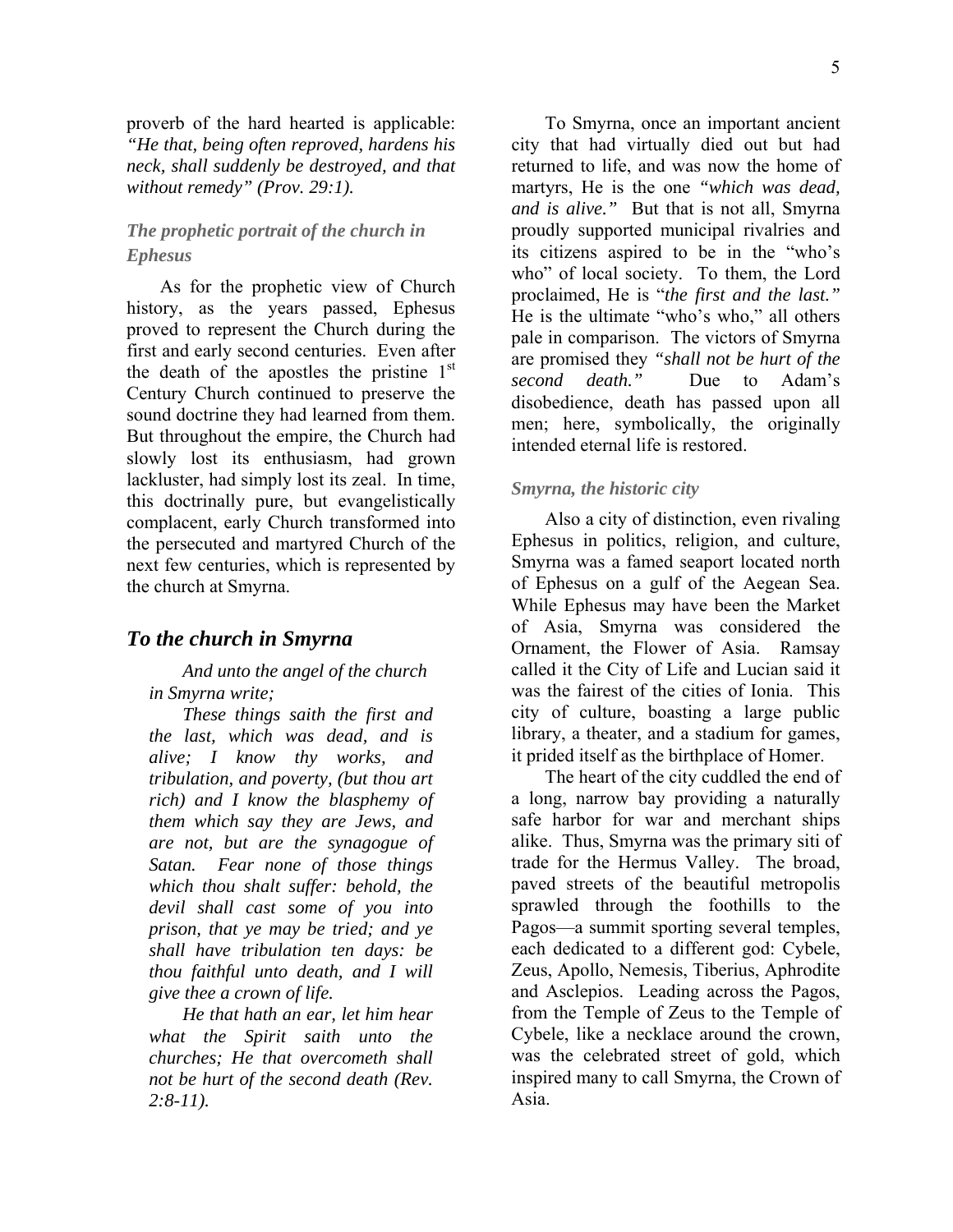proverb of the hard hearted is applicable: *"He that, being often reproved, hardens his neck, shall suddenly be destroyed, and that without remedy" (Prov. 29:1).*

### *The prophetic portrait of the church in Ephesus*

As for the prophetic view of Church history, as the years passed, Ephesus proved to represent the Church during the first and early second centuries. Even after the death of the apostles the pristine 1st Century Church continued to preserve the sound doctrine they had learned from them. But throughout the empire, the Church had slowly lost its enthusiasm, had grown lackluster, had simply lost its zeal. In time, this doctrinally pure, but evangelistically complacent, early Church transformed into the persecuted and martyred Church of the next few centuries, which is represented by the church at Smyrna.

## *To the church in Smyrna*

*And unto the angel of the church in Smyrna write;*

*These things saith the first and the last, which was dead, and is alive; I know thy works, and tribulation, and poverty, (but thou art rich) and I know the blasphemy of them which say they are Jews, and are not, but are the synagogue of Satan. Fear none of those things which thou shalt suffer: behold, the devil shall cast some of you into prison, that ye may be tried; and ye shall have tribulation ten days: be thou faithful unto death, and I will give thee a crown of life.*

*He that hath an ear, let him hear what the Spirit saith unto the churches; He that overcometh shall not be hurt of the second death (Rev. 2:8-11).*

To Smyrna, once an important ancient city that had virtually died out but had returned to life, and was now the home of martyrs, He is the one *"which was dead, and is alive."* But that is not all, Smyrna proudly supported municipal rivalries and its citizens aspired to be in the "who's who" of local society. To them, the Lord proclaimed, He is "*the first and the last."* He is the ultimate "who's who," all others pale in comparison. The victors of Smyrna are promised they *"shall not be hurt of the second death."* Due to Adam's disobedience, death has passed upon all men; here, symbolically, the originally intended eternal life is restored.

### *Smyrna, the historic city*

Also a city of distinction, even rivaling Ephesus in politics, religion, and culture, Smyrna was a famed seaport located north of Ephesus on a gulf of the Aegean Sea. While Ephesus may have been the Market of Asia, Smyrna was considered the Ornament, the Flower of Asia. Ramsay called it the City of Life and Lucian said it was the fairest of the cities of Ionia. This city of culture, boasting a large public library, a theater, and a stadium for games, it prided itself as the birthplace of Homer.

The heart of the city cuddled the end of a long, narrow bay providing a naturally safe harbor for war and merchant ships alike. Thus, Smyrna was the primary siti of trade for the Hermus Valley. The broad, paved streets of the beautiful metropolis sprawled through the foothills to the Pagos—a summit sporting several temples, each dedicated to a different god: Cybele, Zeus, Apollo, Nemesis, Tiberius, Aphrodite and Asclepios. Leading across the Pagos, from the Temple of Zeus to the Temple of Cybele, like a necklace around the crown, was the celebrated street of gold, which inspired many to call Smyrna, the Crown of Asia.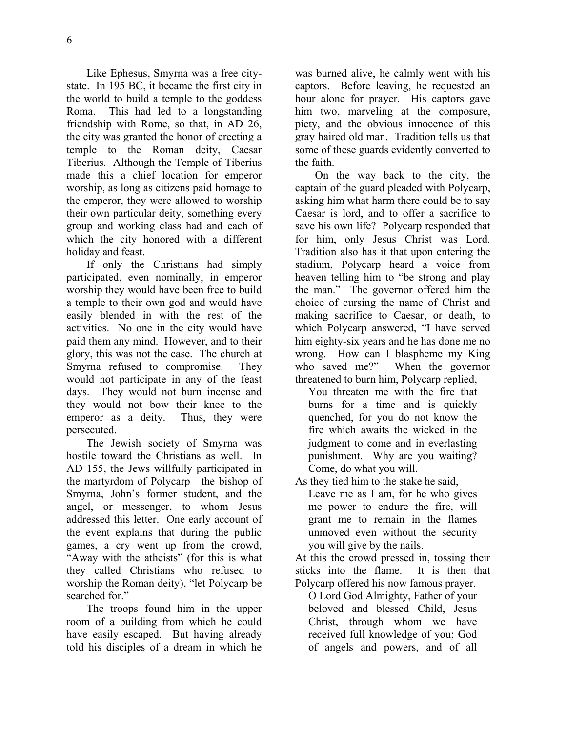Like Ephesus, Smyrna was a free city-state. In 195 BC, it became the first city in the world to build a temple to the goddess Roma. This had led to a longstanding friendship with Rome, so that, in AD 26, the city was granted the honor of erecting a temple to the Roman deity, Caesar Tiberius. Although the Temple of Tiberius made this a chief location for emperor worship, as long as citizens paid homage to the emperor, they were allowed to worship their own particular deity, something every group and working class had and each of which the city honored with a different holiday and feast.

If only the Christians had simply participated, even nominally, in emperor worship they would have been free to build a temple to their own god and would have easily blended in with the rest of the activities. No one in the city would have paid them any mind. However, and to their glory, this was not the case. The church at Smyrna refused to compromise. They would not participate in any of the feast days. They would not burn incense and they would not bow their knee to the emperor as a deity. Thus, they were persecuted.

The Jewish society of Smyrna was hostile toward the Christians as well. In AD 155, the Jews willfully participated in the martyrdom of Polycarp—the bishop of Smyrna, John's former student, and the angel, or messenger, to whom Jesus addressed this letter. One early account of the event explains that during the public games, a cry went up from the crowd, "Away with the atheists" (for this is what they called Christians who refused to worship the Roman deity), "let Polycarp be searched for."

The troops found him in the upper room of a building from which he could have easily escaped. But having already told his disciples of a dream in which he was burned alive, he calmly went with his captors. Before leaving, he requested an hour alone for prayer. His captors gave him two, marveling at the composure, piety, and the obvious innocence of this gray haired old man. Tradition tells us that some of these guards evidently converted to the faith.

On the way back to the city, the captain of the guard pleaded with Polycarp, asking him what harm there could be to say Caesar is lord, and to offer a sacrifice to save his own life? Polycarp responded that for him, only Jesus Christ was Lord. Tradition also has it that upon entering the stadium, Polycarp heard a voice from heaven telling him to "be strong and play the man." The governor offered him the choice of cursing the name of Christ and making sacrifice to Caesar, or death, to which Polycarp answered, "I have served him eighty-six years and he has done me no wrong. How can I blaspheme my King who saved me?" When the governor threatened to burn him, Polycarp replied,

> You threaten me with the fire that burns for a time and is quickly quenched, for you do not know the fire which awaits the wicked in the judgment to come and in everlasting punishment. Why are you waiting? Come, do what you will.

As they tied him to the stake he said,

> Leave me as I am, for he who gives me power to endure the fire, will grant me to remain in the flames unmoved even without the security you will give by the nails.

At this the crowd pressed in, tossing their sticks into the flame. It is then that Polycarp offered his now famous prayer.

> O Lord God Almighty, Father of your beloved and blessed Child, Jesus Christ, through whom we have received full knowledge of you; God of angels and powers, and of all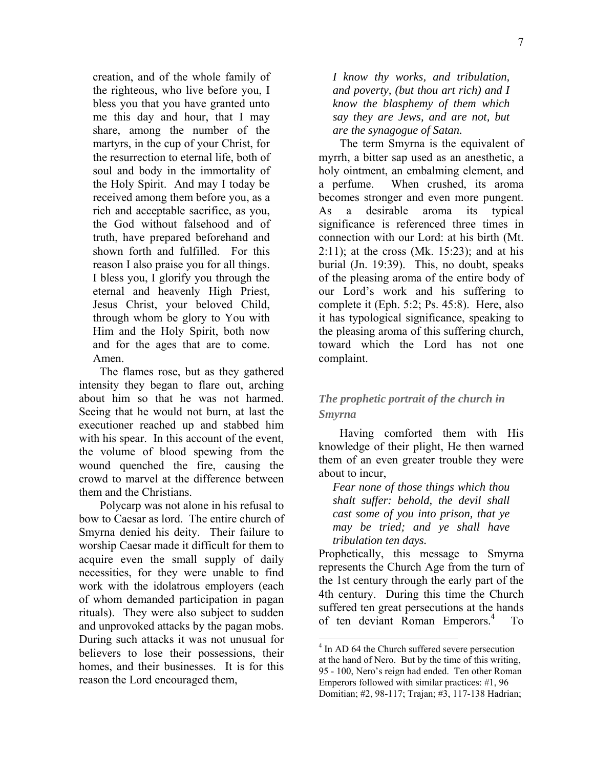creation, and of the whole family of the righteous, who live before you, I bless you that you have granted unto me this day and hour, that I may share, among the number of the martyrs, in the cup of your Christ, for the resurrection to eternal life, both of soul and body in the immortality of the Holy Spirit. And may I today be received among them before you, as a rich and acceptable sacrifice, as you, the God without falsehood and of truth, have prepared beforehand and shown forth and fulfilled. For this reason I also praise you for all things. I bless you, I glorify you through the eternal and heavenly High Priest, Jesus Christ, your beloved Child, through whom be glory to You with Him and the Holy Spirit, both now and for the ages that are to come. Amen.

The flames rose, but as they gathered intensity they began to flare out, arching about him so that he was not harmed. Seeing that he would not burn, at last the executioner reached up and stabbed him with his spear. In this account of the event, the volume of blood spewing from the wound quenched the fire, causing the crowd to marvel at the difference between them and the Christians.

Polycarp was not alone in his refusal to bow to Caesar as lord. The entire church of Smyrna denied his deity. Their failure to worship Caesar made it difficult for them to acquire even the small supply of daily necessities, for they were unable to find work with the idolatrous employers (each of whom demanded participation in pagan rituals). They were also subject to sudden and unprovoked attacks by the pagan mobs. During such attacks it was not unusual for believers to lose their possessions, their homes, and their businesses. It is for this reason the Lord encouraged them,

*I know thy works, and tribulation, and poverty, (but thou art rich) and I know the blasphemy of them which say they are Jews, and are not, but are the synagogue of Satan.*

The term Smyrna is the equivalent of myrrh, a bitter sap used as an anesthetic, a holy ointment, an embalming element, and a perfume. When crushed, its aroma becomes stronger and even more pungent. As a desirable aroma its typical significance is referenced three times in connection with our Lord: at his birth (Mt. 2:11); at the cross (Mk. 15:23); and at his burial (Jn. 19:39). This, no doubt, speaks of the pleasing aroma of the entire body of our Lord's work and his suffering to complete it (Eph. 5:2; Ps. 45:8). Here, also it has typological significance, speaking to the pleasing aroma of this suffering church, toward which the Lord has not one complaint.

### *The prophetic portrait of the church in Smyrna*

Having comforted them with His knowledge of their plight, He then warned them of an even greater trouble they were about to incur,

*Fear none of those things which thou shalt suffer: behold, the devil shall cast some of you into prison, that ye may be tried; and ye shall have tribulation ten days.*

Prophetically, this message to Smyrna represents the Church Age from the turn of the 1st century through the early part of the 4th century. During this time the Church suffered ten great persecutions at the hands of ten deviant Roman Emperors.[4] To

[4] In AD 64 the Church suffered severe persecution at the hand of Nero. But by the time of this writing, 95 - 100, Nero's reign had ended. Ten other Roman Emperors followed with similar practices: #1, 96 Domitian; #2, 98-117; Trajan; #3, 117-138 Hadrian;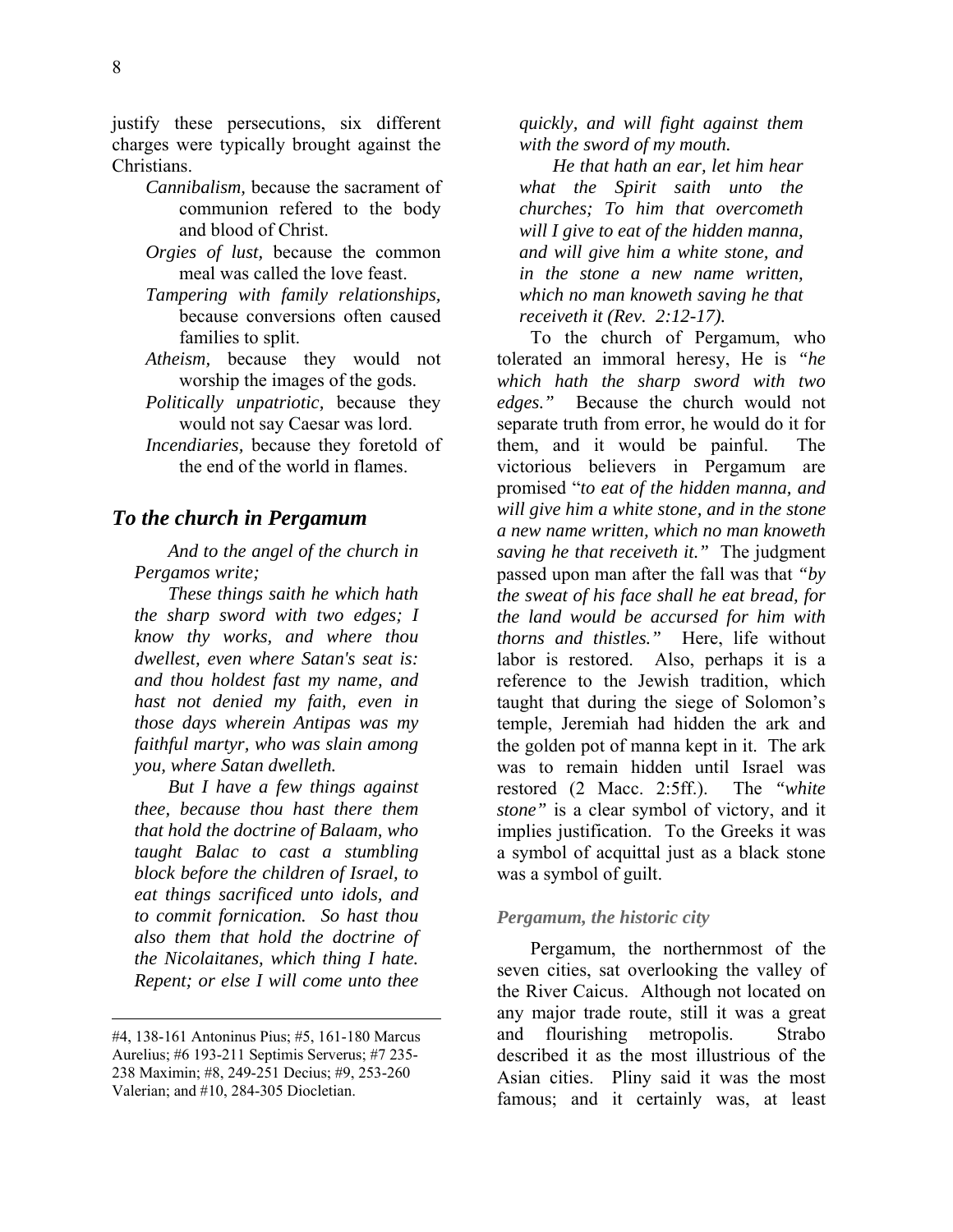justify these persecutions, six different charges were typically brought against the Christians.

- *Cannibalism*, because the sacrament of communion refered to the body and blood of Christ.
- *Orgies of lust,* because the common meal was called the love feast.
- *Tampering with family relationships,* because conversions often caused families to split.
- *Atheism*, because they would not worship the images of the gods.
- *Politically unpatriotic*, because they would not say Caesar was lord.
- *Incendiaries*, because they foretold of the end of the world in flames.

## *To the church in Pergamum*

*And to the angel of the church in Pergamos write;*

*These things saith he which hath the sharp sword with two edges; I know thy works, and where thou dwellest, even where Satan's seat is: and thou holdest fast my name, and hast not denied my faith, even in those days wherein Antipas was my faithful martyr, who was slain among you, where Satan dwelleth.*

*But I have a few things against thee, because thou hast there them that hold the doctrine of Balaam, who taught Balac to cast a stumbling block before the children of Israel, to eat things sacrificed unto idols, and to commit fornication. So hast thou also them that hold the doctrine of the Nicolaitanes, which thing I hate. Repent; or else I will come unto thee quickly, and will fight against them with the sword of my mouth.*

*He that hath an ear, let him hear what the Spirit saith unto the churches; To him that overcometh will I give to eat of the hidden manna, and will give him a white stone, and in the stone a new name written, which no man knoweth saving he that receiveth it (Rev. 2:12-17).*

To the church of Pergamum, who tolerated an immoral heresy, He is *"he which hath the sharp sword with two edges."* Because the church would not separate truth from error, he would do it for them, and it would be painful. The victorious believers in Pergamum are promised "*to eat of the hidden manna, and will give him a white stone, and in the stone a new name written, which no man knoweth saving he that receiveth it."* The judgment passed upon man after the fall was that *"by the sweat of his face shall he eat bread, for the land would be accursed for him with thorns and thistles."* Here, life without labor is restored. Also, perhaps it is a reference to the Jewish tradition, which taught that during the siege of Solomon's temple, Jeremiah had hidden the ark and the golden pot of manna kept in it. The ark was to remain hidden until Israel was restored (2 Macc. 2:5ff.). The *"white stone"* is a clear symbol of victory, and it implies justification. To the Greeks it was a symbol of acquittal just as a black stone was a symbol of guilt.

### *Pergamum, the historic city*

Pergamum, the northernmost of the seven cities, sat overlooking the valley of the River Caicus. Although not located on any major trade route, still it was a great and flourishing metropolis. Strabo described it as the most illustrious of the Asian cities. Pliny said it was the most famous; and it certainly was, at least

---

#4, 138-161 Antoninus Pius; #5, 161-180 Marcus Aurelius; #6 193-211 Septimis Serverus; #7 235-238 Maximin; #8, 249-251 Decius; #9, 253-260 Valerian; and #10, 284-305 Diocletian.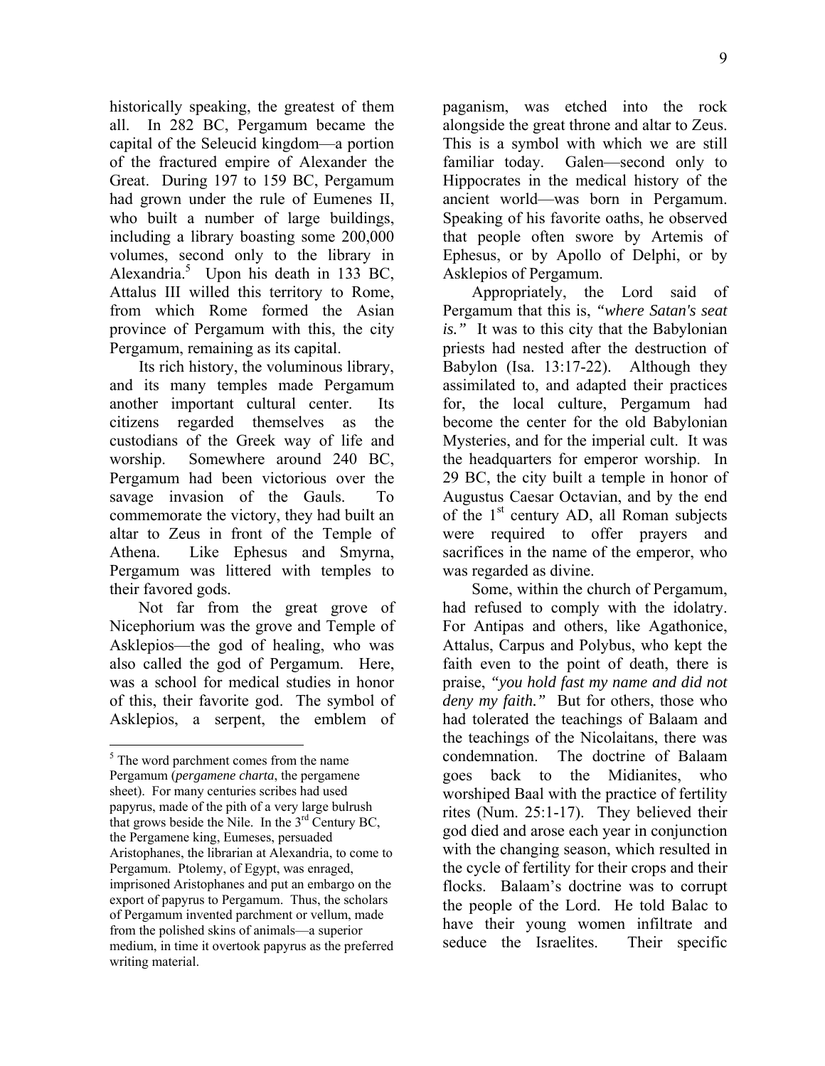historically speaking, the greatest of them all. In 282 BC, Pergamum became the capital of the Seleucid kingdom—a portion of the fractured empire of Alexander the Great. During 197 to 159 BC, Pergamum had grown under the rule of Eumenes II, who built a number of large buildings, including a library boasting some 200,000 volumes, second only to the library in Alexandria.[5] Upon his death in 133 BC, Attalus III willed this territory to Rome, from which Rome formed the Asian province of Pergamum with this, the city Pergamum, remaining as its capital.

Its rich history, the voluminous library, and its many temples made Pergamum another important cultural center. Its citizens regarded themselves as the custodians of the Greek way of life and worship. Somewhere around 240 BC, Pergamum had been victorious over the savage invasion of the Gauls. To commemorate the victory, they had built an altar to Zeus in front of the Temple of Athena. Like Ephesus and Smyrna, Pergamum was littered with temples to their favored gods.

Not far from the great grove of Nicephorium was the grove and Temple of Asklepios—the god of healing, who was also called the god of Pergamum. Here, was a school for medical studies in honor of this, their favorite god. The symbol of Asklepios, a serpent, the emblem of paganism, was etched into the rock alongside the great throne and altar to Zeus. This is a symbol with which we are still familiar today. Galen—second only to Hippocrates in the medical history of the ancient world—was born in Pergamum. Speaking of his favorite oaths, he observed that people often swore by Artemis of Ephesus, or by Apollo of Delphi, or by Asklepios of Pergamum.

Appropriately, the Lord said of Pergamum that this is, *"where Satan's seat is."* It was to this city that the Babylonian priests had nested after the destruction of Babylon (Isa. 13:17-22). Although they assimilated to, and adapted their practices for, the local culture, Pergamum had become the center for the old Babylonian Mysteries, and for the imperial cult. It was the headquarters for emperor worship. In 29 BC, the city built a temple in honor of Augustus Caesar Octavian, and by the end of the 1st century AD, all Roman subjects were required to offer prayers and sacrifices in the name of the emperor, who was regarded as divine.

Some, within the church of Pergamum, had refused to comply with the idolatry. For Antipas and others, like Agathonice, Attalus, Carpus and Polybus, who kept the faith even to the point of death, there is praise, *"you hold fast my name and did not deny my faith."* But for others, those who had tolerated the teachings of Balaam and the teachings of the Nicolaitans, there was condemnation. The doctrine of Balaam goes back to the Midianites, who worshiped Baal with the practice of fertility rites (Num. 25:1-17). They believed their god died and arose each year in conjunction with the changing season, which resulted in the cycle of fertility for their crops and their flocks. Balaam's doctrine was to corrupt the people of the Lord. He told Balac to have their young women infiltrate and seduce the Israelites. Their specific

---

[5] The word parchment comes from the name Pergamum (*pergamene charta*, the pergamene sheet). For many centuries scribes had used papyrus, made of the pith of a very large bulrush that grows beside the Nile. In the 3rd Century BC, the Pergamene king, Eumeses, persuaded Aristophanes, the librarian at Alexandria, to come to Pergamum. Ptolemy, of Egypt, was enraged, imprisoned Aristophanes and put an embargo on the export of papyrus to Pergamum. Thus, the scholars of Pergamum invented parchment or vellum, made from the polished skins of animals—a superior medium, in time it overtook papyrus as the preferred writing material.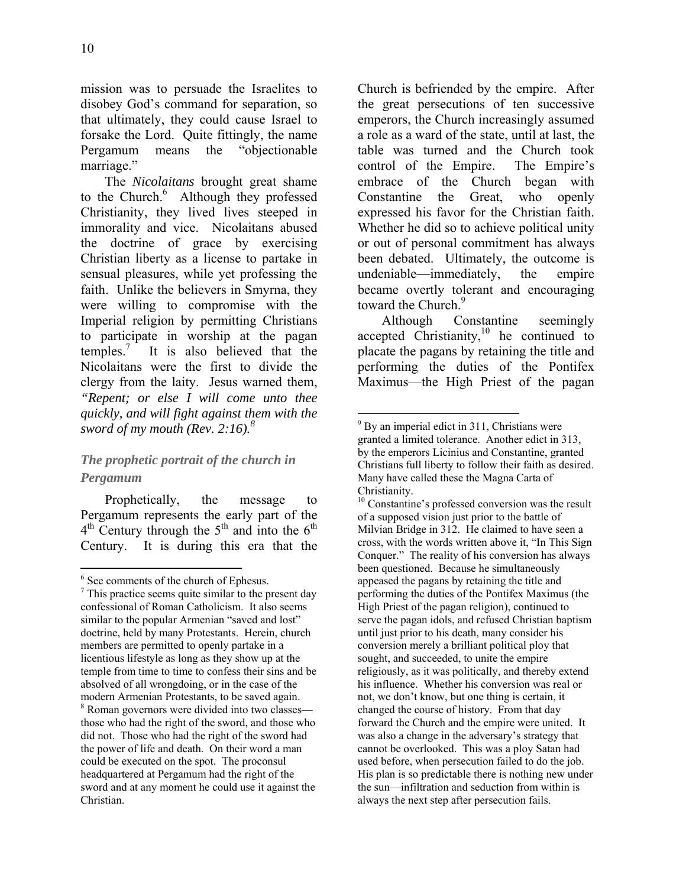mission was to persuade the Israelites to disobey God's command for separation, so that ultimately, they could cause Israel to forsake the Lord. Quite fittingly, the name Pergamum means the "objectionable marriage."

The *Nicolaitans* brought great shame to the Church.[6] Although they professed Christianity, they lived lives steeped in immorality and vice. Nicolaitans abused the doctrine of grace by exercising Christian liberty as a license to partake in sensual pleasures, while yet professing the faith. Unlike the believers in Smyrna, they were willing to compromise with the Imperial religion by permitting Christians to participate in worship at the pagan temples.[7] It is also believed that the Nicolaitans were the first to divide the clergy from the laity. Jesus warned them, *"Repent; or else I will come unto thee quickly, and will fight against them with the sword of my mouth (Rev. 2:16).*[8]

### *The prophetic portrait of the church in Pergamum*

Prophetically, the message to Pergamum represents the early part of the 4th Century through the 5th and into the 6th Century. It is during this era that the Church is befriended by the empire. After the great persecutions of ten successive emperors, the Church increasingly assumed a role as a ward of the state, until at last, the table was turned and the Church took control of the Empire. The Empire's embrace of the Church began with Constantine the Great, who openly expressed his favor for the Christian faith. Whether he did so to achieve political unity or out of personal commitment has always been debated. Ultimately, the outcome is undeniable—immediately, the empire became overtly tolerant and encouraging toward the Church.[9]

Although Constantine seemingly accepted Christianity,[10] he continued to placate the pagans by retaining the title and performing the duties of the Pontifex Maximus—the High Priest of the pagan

---

[6] See comments of the church of Ephesus.

[7] This practice seems quite similar to the present day confessional of Roman Catholicism. It also seems similar to the popular Armenian "saved and lost" doctrine, held by many Protestants. Herein, church members are permitted to openly partake in a licentious lifestyle as long as they show up at the temple from time to time to confess their sins and be absolved of all wrongdoing, or in the case of the modern Armenian Protestants, to be saved again.

[8] Roman governors were divided into two classes—those who had the right of the sword, and those who did not. Those who had the right of the sword had the power of life and death. On their word a man could be executed on the spot. The proconsul headquartered at Pergamum had the right of the sword and at any moment he could use it against the Christian.

[9] By an imperial edict in 311, Christians were granted a limited tolerance. Another edict in 313, by the emperors Licinius and Constantine, granted Christians full liberty to follow their faith as desired. Many have called these the Magna Carta of Christianity.

[10] Constantine's professed conversion was the result of a supposed vision just prior to the battle of Milvian Bridge in 312. He claimed to have seen a cross, with the words written above it, "In This Sign Conquer." The reality of his conversion has always been questioned. Because he simultaneously appeased the pagans by retaining the title and performing the duties of the Pontifex Maximus (the High Priest of the pagan religion), continued to serve the pagan idols, and refused Christian baptism until just prior to his death, many consider his conversion merely a brilliant political ploy that sought, and succeeded, to unite the empire religiously, as it was politically, and thereby extend his influence. Whether his conversion was real or not, we don't know, but one thing is certain, it changed the course of history. From that day forward the Church and the empire were united. It was also a change in the adversary's strategy that cannot be overlooked. This was a ploy Satan had used before, when persecution failed to do the job. His plan is so predictable there is nothing new under the sun—infiltration and seduction from within is always the next step after persecution fails.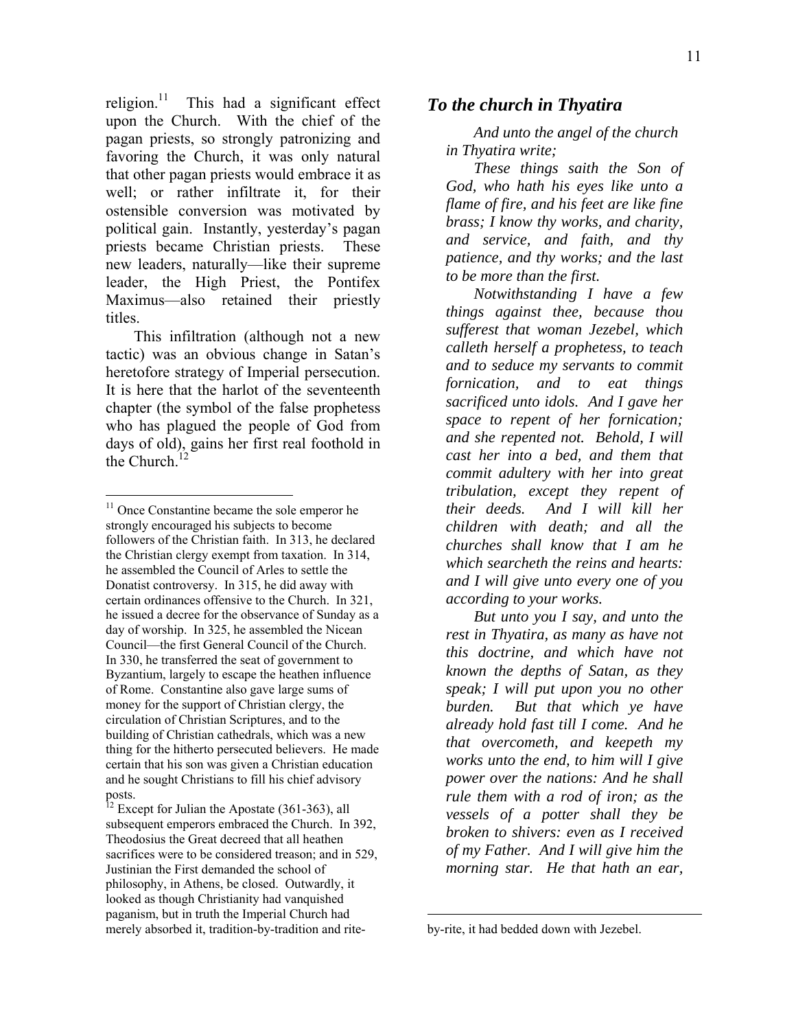religion.[11] This had a significant effect upon the Church. With the chief of the pagan priests, so strongly patronizing and favoring the Church, it was only natural that other pagan priests would embrace it as well; or rather infiltrate it, for their ostensible conversion was motivated by political gain. Instantly, yesterday's pagan priests became Christian priests. These new leaders, naturally—like their supreme leader, the High Priest, the Pontifex Maximus—also retained their priestly titles.

This infiltration (although not a new tactic) was an obvious change in Satan's heretofore strategy of Imperial persecution. It is here that the harlot of the seventeenth chapter (the symbol of the false prophetess who has plagued the people of God from days of old), gains her first real foothold in the Church.[12]

## *To the church in Thyatira*

*And unto the angel of the church in Thyatira write;*

*These things saith the Son of God, who hath his eyes like unto a flame of fire, and his feet are like fine brass; I know thy works, and charity, and service, and faith, and thy patience, and thy works; and the last to be more than the first.*

*Notwithstanding I have a few things against thee, because thou sufferest that woman Jezebel, which calleth herself a prophetess, to teach and to seduce my servants to commit fornication, and to eat things sacrificed unto idols. And I gave her space to repent of her fornication; and she repented not. Behold, I will cast her into a bed, and them that commit adultery with her into great tribulation, except they repent of their deeds. And I will kill her children with death; and all the churches shall know that I am he which searcheth the reins and hearts: and I will give unto every one of you according to your works.*

*But unto you I say, and unto the rest in Thyatira, as many as have not this doctrine, and which have not known the depths of Satan, as they speak; I will put upon you no other burden. But that which ye have already hold fast till I come. And he that overcometh, and keepeth my works unto the end, to him will I give power over the nations: And he shall rule them with a rod of iron; as the vessels of a potter shall they be broken to shivers: even as I received of my Father. And I will give him the morning star. He that hath an ear,*

---

[11] Once Constantine became the sole emperor he strongly encouraged his subjects to become followers of the Christian faith. In 313, he declared the Christian clergy exempt from taxation. In 314, he assembled the Council of Arles to settle the Donatist controversy. In 315, he did away with certain ordinances offensive to the Church. In 321, he issued a decree for the observance of Sunday as a day of worship. In 325, he assembled the Nicean Council—the first General Council of the Church. In 330, he transferred the seat of government to Byzantium, largely to escape the heathen influence of Rome. Constantine also gave large sums of money for the support of Christian clergy, the circulation of Christian Scriptures, and to the building of Christian cathedrals, which was a new thing for the hitherto persecuted believers. He made certain that his son was given a Christian education and he sought Christians to fill his chief advisory posts.

[12] Except for Julian the Apostate (361-363), all subsequent emperors embraced the Church. In 392, Theodosius the Great decreed that all heathen sacrifices were to be considered treason; and in 529, Justinian the First demanded the school of philosophy, in Athens, be closed. Outwardly, it looked as though Christianity had vanquished paganism, but in truth the Imperial Church had merely absorbed it, tradition-by-tradition and rite-by-rite, it had bedded down with Jezebel.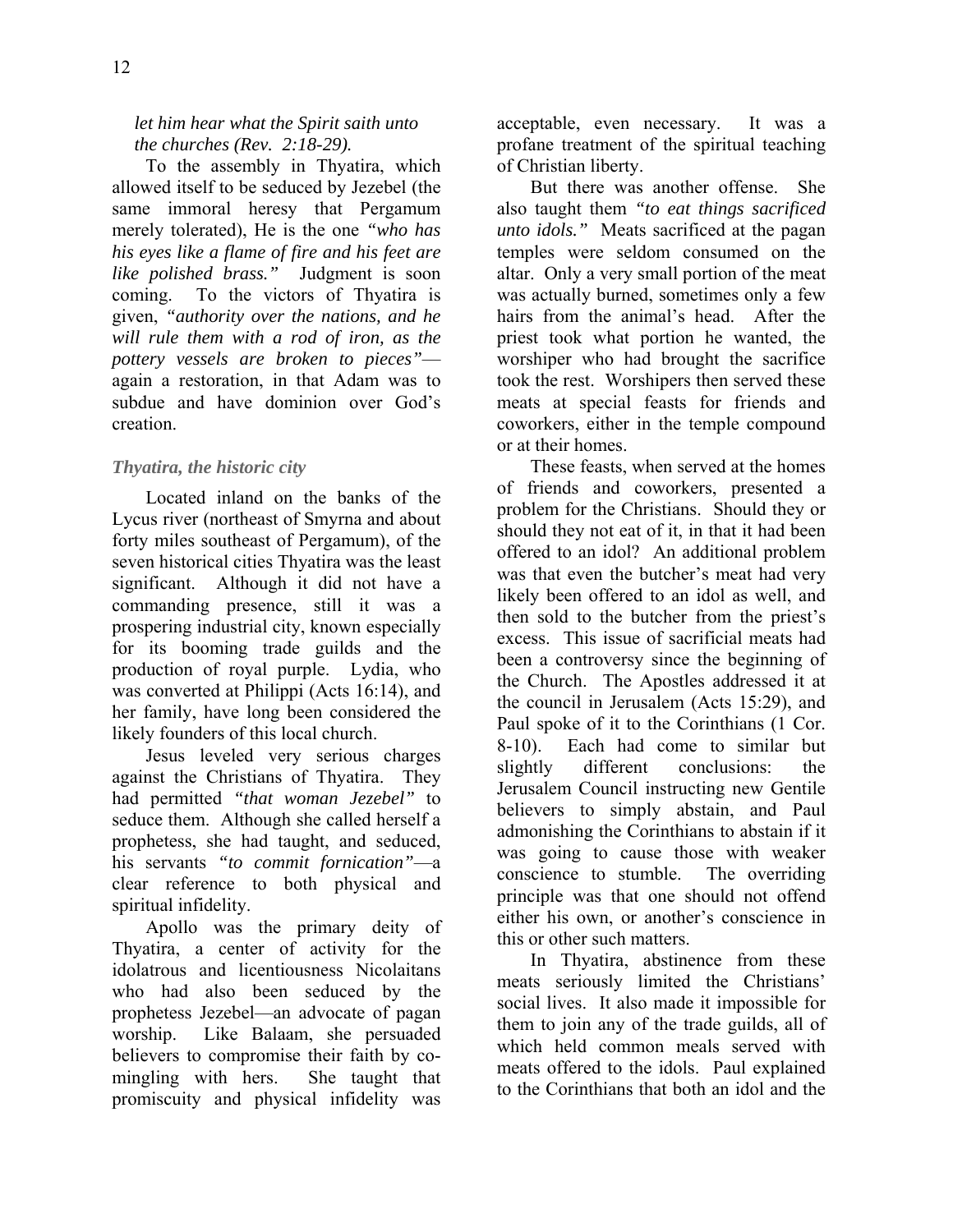*let him hear what the Spirit saith unto the churches (Rev. 2:18-29).*

To the assembly in Thyatira, which allowed itself to be seduced by Jezebel (the same immoral heresy that Pergamum merely tolerated), He is the one *"who has his eyes like a flame of fire and his feet are like polished brass."* Judgment is soon coming. To the victors of Thyatira is given, *"authority over the nations, and he will rule them with a rod of iron, as the pottery vessels are broken to pieces"*—again a restoration, in that Adam was to subdue and have dominion over God's creation.

### *Thyatira, the historic city*

Located inland on the banks of the Lycus river (northeast of Smyrna and about forty miles southeast of Pergamum), of the seven historical cities Thyatira was the least significant. Although it did not have a commanding presence, still it was a prospering industrial city, known especially for its booming trade guilds and the production of royal purple. Lydia, who was converted at Philippi (Acts 16:14), and her family, have long been considered the likely founders of this local church.

Jesus leveled very serious charges against the Christians of Thyatira. They had permitted *"that woman Jezebel"* to seduce them. Although she called herself a prophetess, she had taught, and seduced, his servants *"to commit fornication"*—a clear reference to both physical and spiritual infidelity.

Apollo was the primary deity of Thyatira, a center of activity for the idolatrous and licentiousness Nicolaitans who had also been seduced by the prophetess Jezebel—an advocate of pagan worship. Like Balaam, she persuaded believers to compromise their faith by co-mingling with hers. She taught that promiscuity and physical infidelity was acceptable, even necessary. It was a profane treatment of the spiritual teaching of Christian liberty.

But there was another offense. She also taught them *"to eat things sacrificed unto idols."* Meats sacrificed at the pagan temples were seldom consumed on the altar. Only a very small portion of the meat was actually burned, sometimes only a few hairs from the animal's head. After the priest took what portion he wanted, the worshiper who had brought the sacrifice took the rest. Worshipers then served these meats at special feasts for friends and coworkers, either in the temple compound or at their homes.

These feasts, when served at the homes of friends and coworkers, presented a problem for the Christians. Should they or should they not eat of it, in that it had been offered to an idol? An additional problem was that even the butcher's meat had very likely been offered to an idol as well, and then sold to the butcher from the priest's excess. This issue of sacrificial meats had been a controversy since the beginning of the Church. The Apostles addressed it at the council in Jerusalem (Acts 15:29), and Paul spoke of it to the Corinthians (1 Cor. 8-10). Each had come to similar but slightly different conclusions: the Jerusalem Council instructing new Gentile believers to simply abstain, and Paul admonishing the Corinthians to abstain if it was going to cause those with weaker conscience to stumble. The overriding principle was that one should not offend either his own, or another's conscience in this or other such matters.

In Thyatira, abstinence from these meats seriously limited the Christians' social lives. It also made it impossible for them to join any of the trade guilds, all of which held common meals served with meats offered to the idols. Paul explained to the Corinthians that both an idol and the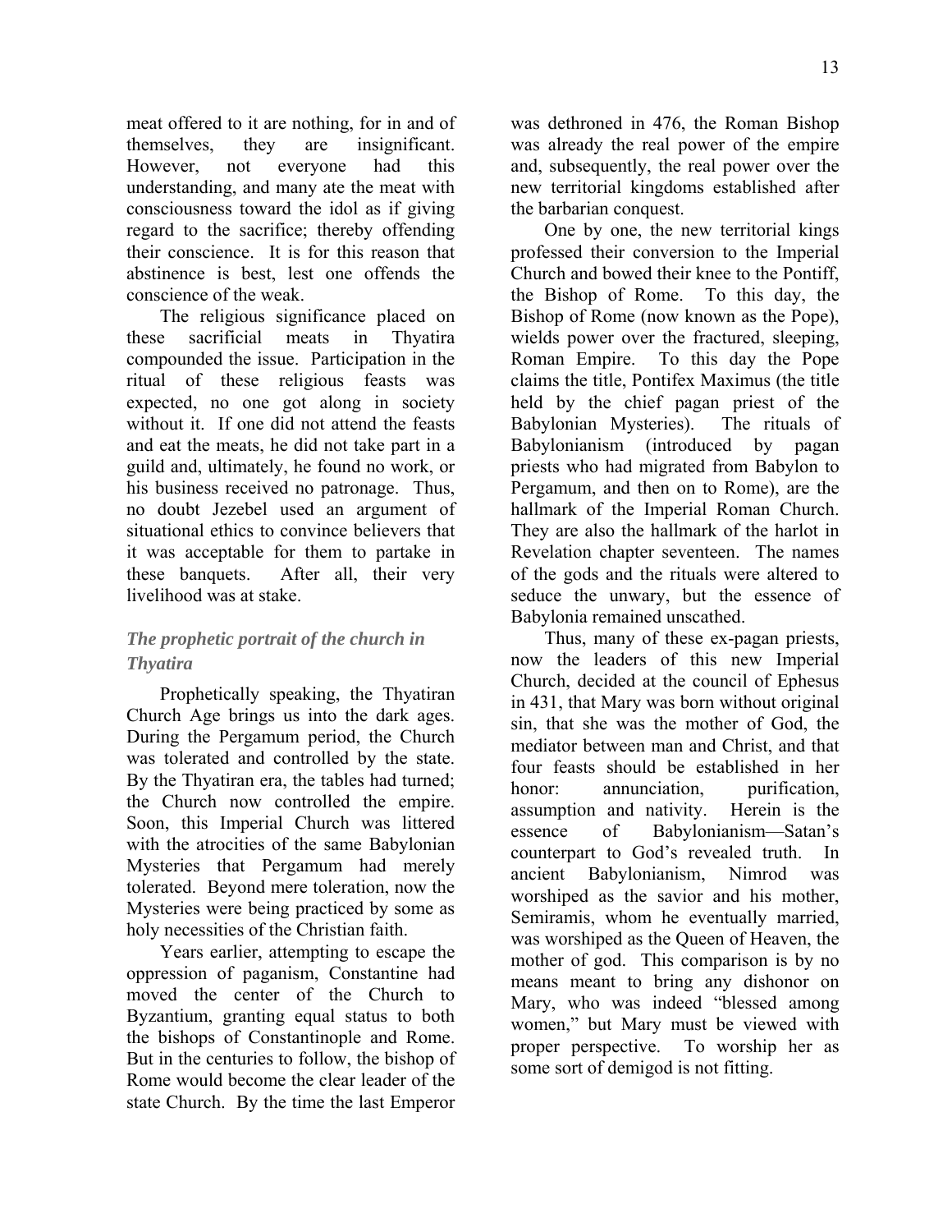meat offered to it are nothing, for in and of themselves, they are insignificant. However, not everyone had this understanding, and many ate the meat with consciousness toward the idol as if giving regard to the sacrifice; thereby offending their conscience. It is for this reason that abstinence is best, lest one offends the conscience of the weak.

The religious significance placed on these sacrificial meats in Thyatira compounded the issue. Participation in the ritual of these religious feasts was expected, no one got along in society without it. If one did not attend the feasts and eat the meats, he did not take part in a guild and, ultimately, he found no work, or his business received no patronage. Thus, no doubt Jezebel used an argument of situational ethics to convince believers that it was acceptable for them to partake in these banquets. After all, their very livelihood was at stake.

### *The prophetic portrait of the church in Thyatira*

Prophetically speaking, the Thyatiran Church Age brings us into the dark ages. During the Pergamum period, the Church was tolerated and controlled by the state. By the Thyatiran era, the tables had turned; the Church now controlled the empire. Soon, this Imperial Church was littered with the atrocities of the same Babylonian Mysteries that Pergamum had merely tolerated. Beyond mere toleration, now the Mysteries were being practiced by some as holy necessities of the Christian faith.

Years earlier, attempting to escape the oppression of paganism, Constantine had moved the center of the Church to Byzantium, granting equal status to both the bishops of Constantinople and Rome. But in the centuries to follow, the bishop of Rome would become the clear leader of the state Church. By the time the last Emperor was dethroned in 476, the Roman Bishop was already the real power of the empire and, subsequently, the real power over the new territorial kingdoms established after the barbarian conquest.

One by one, the new territorial kings professed their conversion to the Imperial Church and bowed their knee to the Pontiff, the Bishop of Rome. To this day, the Bishop of Rome (now known as the Pope), wields power over the fractured, sleeping, Roman Empire. To this day the Pope claims the title, Pontifex Maximus (the title held by the chief pagan priest of the Babylonian Mysteries). The rituals of Babylonianism (introduced by pagan priests who had migrated from Babylon to Pergamum, and then on to Rome), are the hallmark of the Imperial Roman Church. They are also the hallmark of the harlot in Revelation chapter seventeen. The names of the gods and the rituals were altered to seduce the unwary, but the essence of Babylonia remained unscathed.

Thus, many of these ex-pagan priests, now the leaders of this new Imperial Church, decided at the council of Ephesus in 431, that Mary was born without original sin, that she was the mother of God, the mediator between man and Christ, and that four feasts should be established in her honor: annunciation, purification, assumption and nativity. Herein is the essence of Babylonianism—Satan's counterpart to God's revealed truth. In ancient Babylonianism, Nimrod was worshiped as the savior and his mother, Semiramis, whom he eventually married, was worshiped as the Queen of Heaven, the mother of god. This comparison is by no means meant to bring any dishonor on Mary, who was indeed "blessed among women," but Mary must be viewed with proper perspective. To worship her as some sort of demigod is not fitting.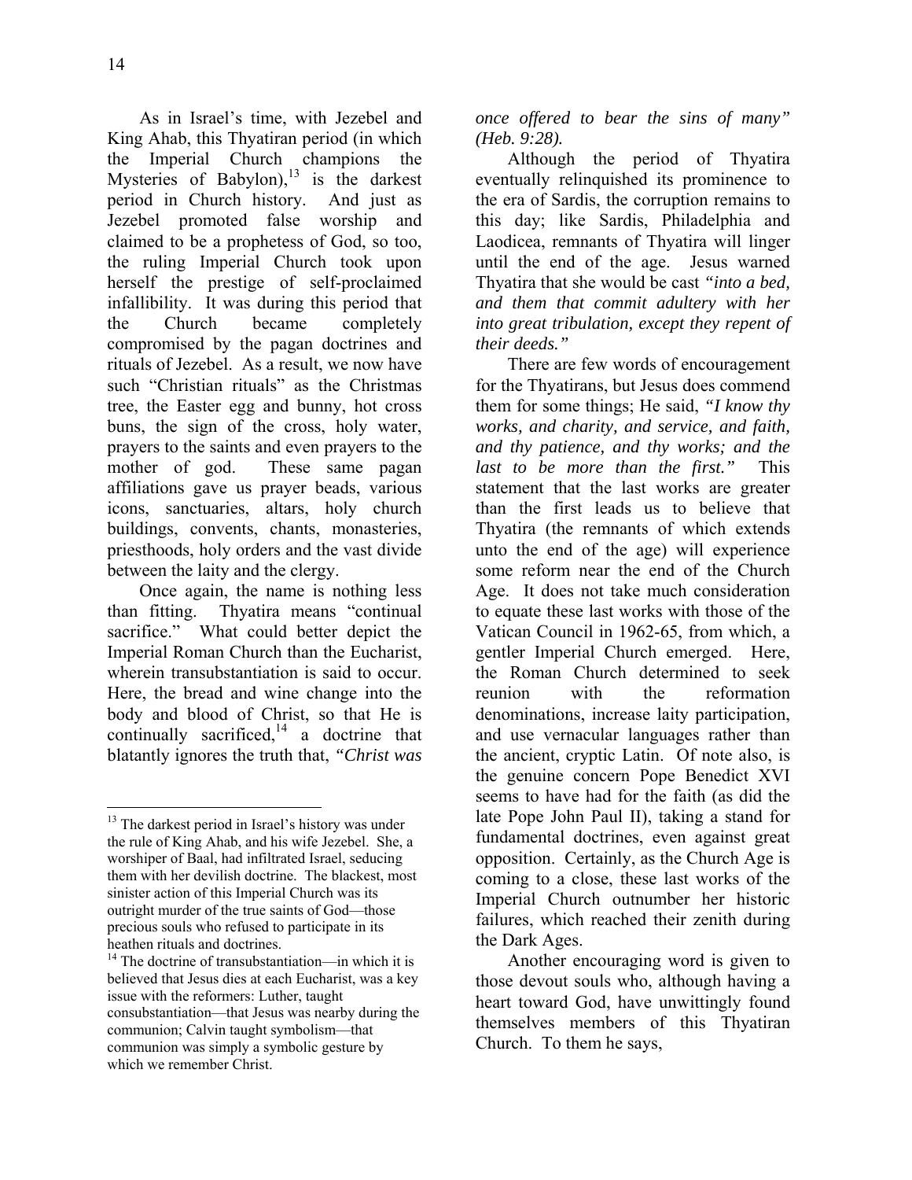As in Israel's time, with Jezebel and King Ahab, this Thyatiran period (in which the Imperial Church champions the Mysteries of Babylon),[13] is the darkest period in Church history. And just as Jezebel promoted false worship and claimed to be a prophetess of God, so too, the ruling Imperial Church took upon herself the prestige of self-proclaimed infallibility. It was during this period that the Church became completely compromised by the pagan doctrines and rituals of Jezebel. As a result, we now have such "Christian rituals" as the Christmas tree, the Easter egg and bunny, hot cross buns, the sign of the cross, holy water, prayers to the saints and even prayers to the mother of god. These same pagan affiliations gave us prayer beads, various icons, sanctuaries, altars, holy church buildings, convents, chants, monasteries, priesthoods, holy orders and the vast divide between the laity and the clergy.

Once again, the name is nothing less than fitting. Thyatira means "continual sacrifice." What could better depict the Imperial Roman Church than the Eucharist, wherein transubstantiation is said to occur. Here, the bread and wine change into the body and blood of Christ, so that He is continually sacrificed,[14] a doctrine that blatantly ignores the truth that, *"Christ was once offered to bear the sins of many" (Heb. 9:28).*

Although the period of Thyatira eventually relinquished its prominence to the era of Sardis, the corruption remains to this day; like Sardis, Philadelphia and Laodicea, remnants of Thyatira will linger until the end of the age. Jesus warned Thyatira that she would be cast *"into a bed, and them that commit adultery with her into great tribulation, except they repent of their deeds."*

There are few words of encouragement for the Thyatirans, but Jesus does commend them for some things; He said, *"I know thy works, and charity, and service, and faith, and thy patience, and thy works; and the last to be more than the first."* This statement that the last works are greater than the first leads us to believe that Thyatira (the remnants of which extends unto the end of the age) will experience some reform near the end of the Church Age. It does not take much consideration to equate these last works with those of the Vatican Council in 1962-65, from which, a gentler Imperial Church emerged. Here, the Roman Church determined to seek reunion with the reformation denominations, increase laity participation, and use vernacular languages rather than the ancient, cryptic Latin. Of note also, is the genuine concern Pope Benedict XVI seems to have had for the faith (as did the late Pope John Paul II), taking a stand for fundamental doctrines, even against great opposition. Certainly, as the Church Age is coming to a close, these last works of the Imperial Church outnumber her historic failures, which reached their zenith during the Dark Ages.

Another encouraging word is given to those devout souls who, although having a heart toward God, have unwittingly found themselves members of this Thyatiran Church. To them he says,

---

[13] The darkest period in Israel's history was under the rule of King Ahab, and his wife Jezebel. She, a worshiper of Baal, had infiltrated Israel, seducing them with her devilish doctrine. The blackest, most sinister action of this Imperial Church was its outright murder of the true saints of God—those precious souls who refused to participate in its heathen rituals and doctrines.

[14] The doctrine of transubstantiation—in which it is believed that Jesus dies at each Eucharist, was a key issue with the reformers: Luther, taught consubstantiation—that Jesus was nearby during the communion; Calvin taught symbolism—that communion was simply a symbolic gesture by which we remember Christ.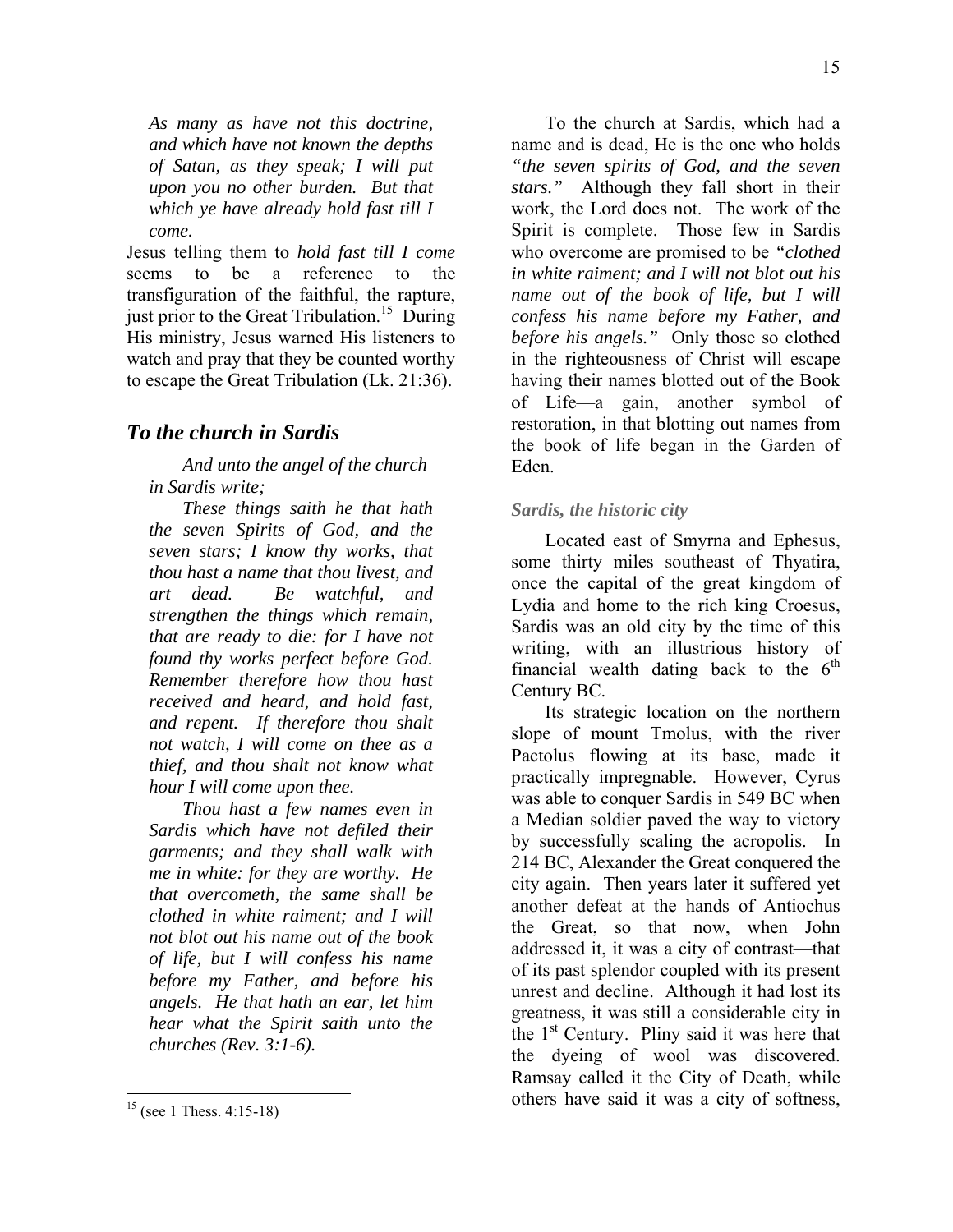*As many as have not this doctrine, and which have not known the depths of Satan, as they speak; I will put upon you no other burden. But that which ye have already hold fast till I come.*

Jesus telling them to *hold fast till I come* seems to be a reference to the transfiguration of the faithful, the rapture, just prior to the Great Tribulation.[15] During His ministry, Jesus warned His listeners to watch and pray that they be counted worthy to escape the Great Tribulation (Lk. 21:36).

## *To the church in Sardis*

*And unto the angel of the church in Sardis write;*

*These things saith he that hath the seven Spirits of God, and the seven stars; I know thy works, that thou hast a name that thou livest, and art dead. Be watchful, and strengthen the things which remain, that are ready to die: for I have not found thy works perfect before God. Remember therefore how thou hast received and heard, and hold fast, and repent. If therefore thou shalt not watch, I will come on thee as a thief, and thou shalt not know what hour I will come upon thee.*

*Thou hast a few names even in Sardis which have not defiled their garments; and they shall walk with me in white: for they are worthy. He that overcometh, the same shall be clothed in white raiment; and I will not blot out his name out of the book of life, but I will confess his name before my Father, and before his angels. He that hath an ear, let him hear what the Spirit saith unto the churches (Rev. 3:1-6).*

To the church at Sardis, which had a name and is dead, He is the one who holds *"the seven spirits of God, and the seven stars."* Although they fall short in their work, the Lord does not. The work of the Spirit is complete. Those few in Sardis who overcome are promised to be *"clothed in white raiment; and I will not blot out his name out of the book of life, but I will confess his name before my Father, and before his angels."* Only those so clothed in the righteousness of Christ will escape having their names blotted out of the Book of Life—a gain, another symbol of restoration, in that blotting out names from the book of life began in the Garden of Eden.

### *Sardis, the historic city*

Located east of Smyrna and Ephesus, some thirty miles southeast of Thyatira, once the capital of the great kingdom of Lydia and home to the rich king Croesus, Sardis was an old city by the time of this writing, with an illustrious history of financial wealth dating back to the 6th Century BC.

Its strategic location on the northern slope of mount Tmolus, with the river Pactolus flowing at its base, made it practically impregnable. However, Cyrus was able to conquer Sardis in 549 BC when a Median soldier paved the way to victory by successfully scaling the acropolis. In 214 BC, Alexander the Great conquered the city again. Then years later it suffered yet another defeat at the hands of Antiochus the Great, so that now, when John addressed it, it was a city of contrast—that of its past splendor coupled with its present unrest and decline. Although it had lost its greatness, it was still a considerable city in the 1st Century. Pliny said it was here that the dyeing of wool was discovered. Ramsay called it the City of Death, while others have said it was a city of softness,

---

[15] (see 1 Thess. 4:15-18)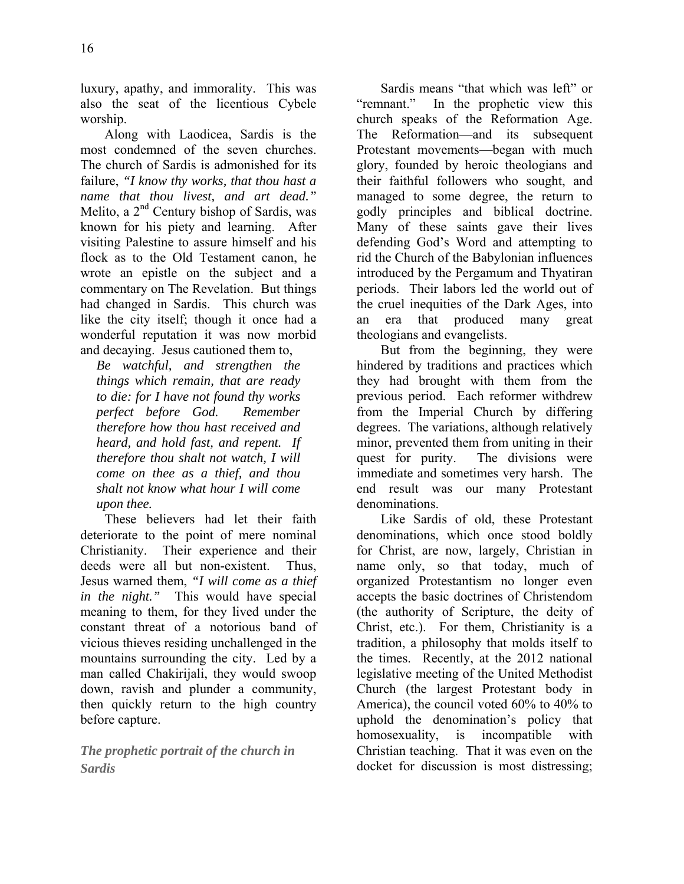luxury, apathy, and immorality. This was also the seat of the licentious Cybele worship.

Along with Laodicea, Sardis is the most condemned of the seven churches. The church of Sardis is admonished for its failure, *"I know thy works, that thou hast a name that thou livest, and art dead."* Melito, a 2nd Century bishop of Sardis, was known for his piety and learning. After visiting Palestine to assure himself and his flock as to the Old Testament canon, he wrote an epistle on the subject and a commentary on The Revelation. But things had changed in Sardis. This church was like the city itself; though it once had a wonderful reputation it was now morbid and decaying. Jesus cautioned them to,

> *Be watchful, and strengthen the things which remain, that are ready to die: for I have not found thy works perfect before God. Remember therefore how thou hast received and heard, and hold fast, and repent. If therefore thou shalt not watch, I will come on thee as a thief, and thou shalt not know what hour I will come upon thee.*

These believers had let their faith deteriorate to the point of mere nominal Christianity. Their experience and their deeds were all but non-existent. Thus, Jesus warned them, *"I will come as a thief in the night."* This would have special meaning to them, for they lived under the constant threat of a notorious band of vicious thieves residing unchallenged in the mountains surrounding the city. Led by a man called Chakirijali, they would swoop down, ravish and plunder a community, then quickly return to the high country before capture.

### *The prophetic portrait of the church in Sardis*

Sardis means "that which was left" or "remnant." In the prophetic view this church speaks of the Reformation Age. The Reformation—and its subsequent Protestant movements—began with much glory, founded by heroic theologians and their faithful followers who sought, and managed to some degree, the return to godly principles and biblical doctrine. Many of these saints gave their lives defending God's Word and attempting to rid the Church of the Babylonian influences introduced by the Pergamum and Thyatiran periods. Their labors led the world out of the cruel inequities of the Dark Ages, into an era that produced many great theologians and evangelists.

But from the beginning, they were hindered by traditions and practices which they had brought with them from the previous period. Each reformer withdrew from the Imperial Church by differing degrees. The variations, although relatively minor, prevented them from uniting in their quest for purity. The divisions were immediate and sometimes very harsh. The end result was our many Protestant denominations.

Like Sardis of old, these Protestant denominations, which once stood boldly for Christ, are now, largely, Christian in name only, so that today, much of organized Protestantism no longer even accepts the basic doctrines of Christendom (the authority of Scripture, the deity of Christ, etc.). For them, Christianity is a tradition, a philosophy that molds itself to the times. Recently, at the 2012 national legislative meeting of the United Methodist Church (the largest Protestant body in America), the council voted 60% to 40% to uphold the denomination's policy that homosexuality, is incompatible with Christian teaching. That it was even on the docket for discussion is most distressing;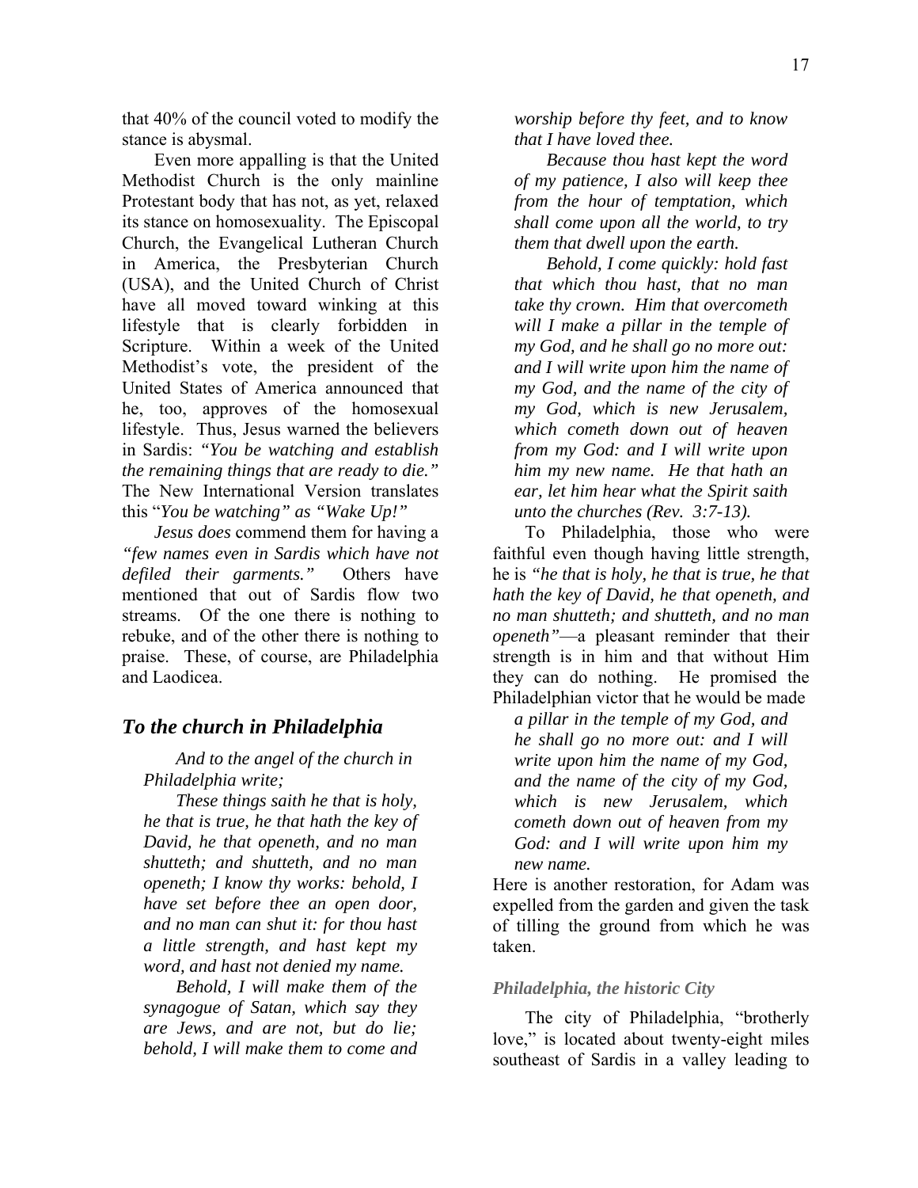that 40% of the council voted to modify the stance is abysmal.

Even more appalling is that the United Methodist Church is the only mainline Protestant body that has not, as yet, relaxed its stance on homosexuality. The Episcopal Church, the Evangelical Lutheran Church in America, the Presbyterian Church (USA), and the United Church of Christ have all moved toward winking at this lifestyle that is clearly forbidden in Scripture. Within a week of the United Methodist's vote, the president of the United States of America announced that he, too, approves of the homosexual lifestyle. Thus, Jesus warned the believers in Sardis: *"You be watching and establish the remaining things that are ready to die."* The New International Version translates this "*You be watching" as "Wake Up!"*

*Jesus does* commend them for having a *"few names even in Sardis which have not defiled their garments."* Others have mentioned that out of Sardis flow two streams. Of the one there is nothing to rebuke, and of the other there is nothing to praise. These, of course, are Philadelphia and Laodicea.

## *To the church in Philadelphia*

> *And to the angel of the church in Philadelphia write;*
>
> *These things saith he that is holy, he that is true, he that hath the key of David, he that openeth, and no man shutteth; and shutteth, and no man openeth; I know thy works: behold, I have set before thee an open door, and no man can shut it: for thou hast a little strength, and hast kept my word, and hast not denied my name.*
>
> *Behold, I will make them of the synagogue of Satan, which say they are Jews, and are not, but do lie; behold, I will make them to come and worship before thy feet, and to know that I have loved thee.*
>
> *Because thou hast kept the word of my patience, I also will keep thee from the hour of temptation, which shall come upon all the world, to try them that dwell upon the earth.*
>
> *Behold, I come quickly: hold fast that which thou hast, that no man take thy crown. Him that overcometh will I make a pillar in the temple of my God, and he shall go no more out: and I will write upon him the name of my God, and the name of the city of my God, which is new Jerusalem, which cometh down out of heaven from my God: and I will write upon him my new name. He that hath an ear, let him hear what the Spirit saith unto the churches (Rev. 3:7-13).*

To Philadelphia, those who were faithful even though having little strength, he is *"he that is holy, he that is true, he that hath the key of David, he that openeth, and no man shutteth; and shutteth, and no man openeth"*—a pleasant reminder that their strength is in him and that without Him they can do nothing. He promised the Philadelphian victor that he would be made

> *a pillar in the temple of my God, and he shall go no more out: and I will write upon him the name of my God, and the name of the city of my God, which is new Jerusalem, which cometh down out of heaven from my God: and I will write upon him my new name.*

Here is another restoration, for Adam was expelled from the garden and given the task of tilling the ground from which he was taken.

### *Philadelphia, the historic City*

The city of Philadelphia, "brotherly love," is located about twenty-eight miles southeast of Sardis in a valley leading to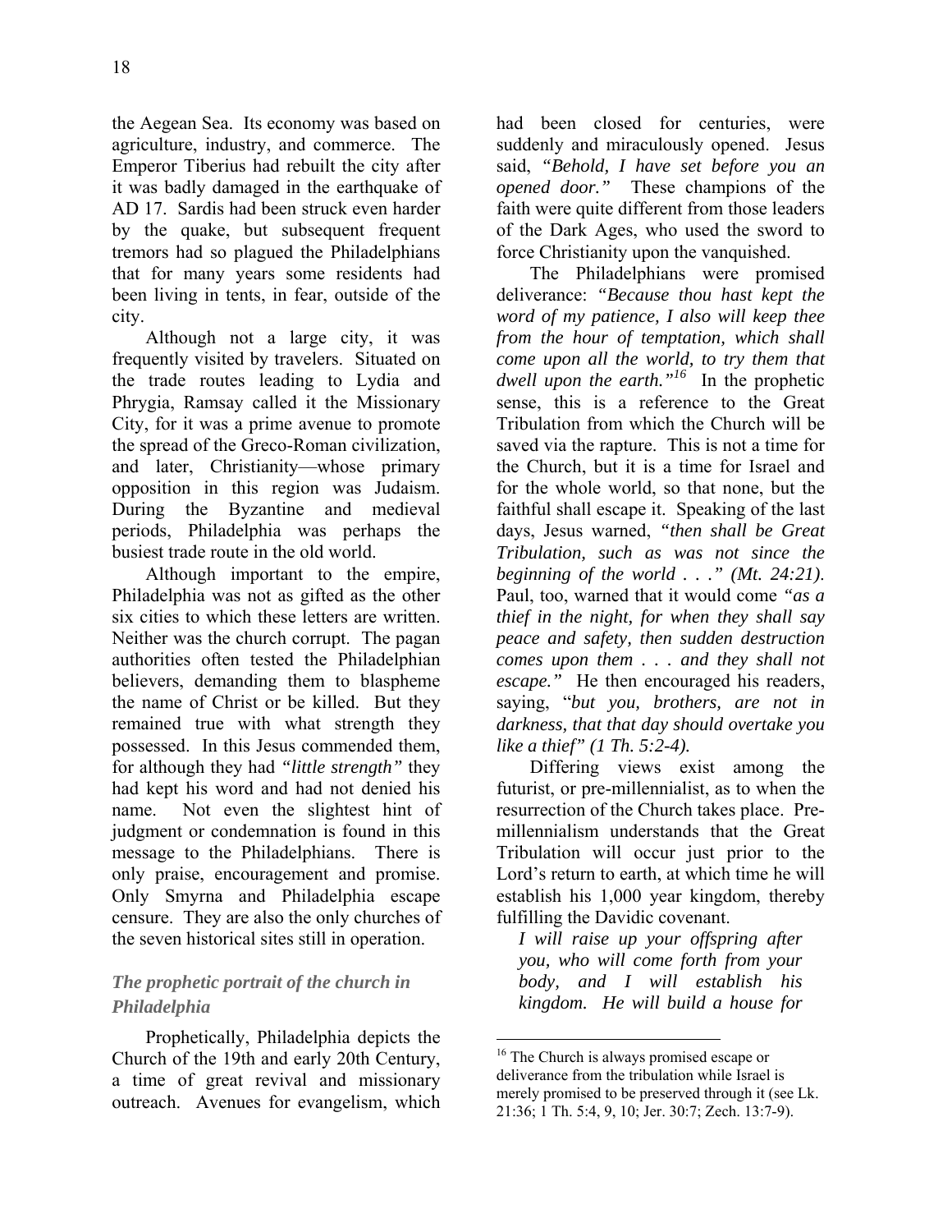the Aegean Sea. Its economy was based on agriculture, industry, and commerce. The Emperor Tiberius had rebuilt the city after it was badly damaged in the earthquake of AD 17. Sardis had been struck even harder by the quake, but subsequent frequent tremors had so plagued the Philadelphians that for many years some residents had been living in tents, in fear, outside of the city.

Although not a large city, it was frequently visited by travelers. Situated on the trade routes leading to Lydia and Phrygia, Ramsay called it the Missionary City, for it was a prime avenue to promote the spread of the Greco-Roman civilization, and later, Christianity—whose primary opposition in this region was Judaism. During the Byzantine and medieval periods, Philadelphia was perhaps the busiest trade route in the old world.

Although important to the empire, Philadelphia was not as gifted as the other six cities to which these letters are written. Neither was the church corrupt. The pagan authorities often tested the Philadelphian believers, demanding them to blaspheme the name of Christ or be killed. But they remained true with what strength they possessed. In this Jesus commended them, for although they had *"little strength"* they had kept his word and had not denied his name. Not even the slightest hint of judgment or condemnation is found in this message to the Philadelphians. There is only praise, encouragement and promise. Only Smyrna and Philadelphia escape censure. They are also the only churches of the seven historical sites still in operation.

### *The prophetic portrait of the church in Philadelphia*

Prophetically, Philadelphia depicts the Church of the 19th and early 20th Century, a time of great revival and missionary outreach. Avenues for evangelism, which had been closed for centuries, were suddenly and miraculously opened. Jesus said, *"Behold, I have set before you an opened door."* These champions of the faith were quite different from those leaders of the Dark Ages, who used the sword to force Christianity upon the vanquished.

The Philadelphians were promised deliverance: *"Because thou hast kept the word of my patience, I also will keep thee from the hour of temptation, which shall come upon all the world, to try them that dwell upon the earth."*[16] In the prophetic sense, this is a reference to the Great Tribulation from which the Church will be saved via the rapture. This is not a time for the Church, but it is a time for Israel and for the whole world, so that none, but the faithful shall escape it. Speaking of the last days, Jesus warned, *"then shall be Great Tribulation, such as was not since the beginning of the world . . ." (Mt. 24:21).* Paul, too, warned that it would come *"as a thief in the night, for when they shall say peace and safety, then sudden destruction comes upon them . . . and they shall not escape."* He then encouraged his readers, saying, "*but you, brothers, are not in darkness, that that day should overtake you like a thief" (1 Th. 5:2-4).*

Differing views exist among the futurist, or pre-millennialist, as to when the resurrection of the Church takes place. Pre-millennialism understands that the Great Tribulation will occur just prior to the Lord's return to earth, at which time he will establish his 1,000 year kingdom, thereby fulfilling the Davidic covenant.

> *I will raise up your offspring after you, who will come forth from your body, and I will establish his kingdom. He will build a house for*

---

[16] The Church is always promised escape or deliverance from the tribulation while Israel is merely promised to be preserved through it (see Lk. 21:36; 1 Th. 5:4, 9, 10; Jer. 30:7; Zech. 13:7-9).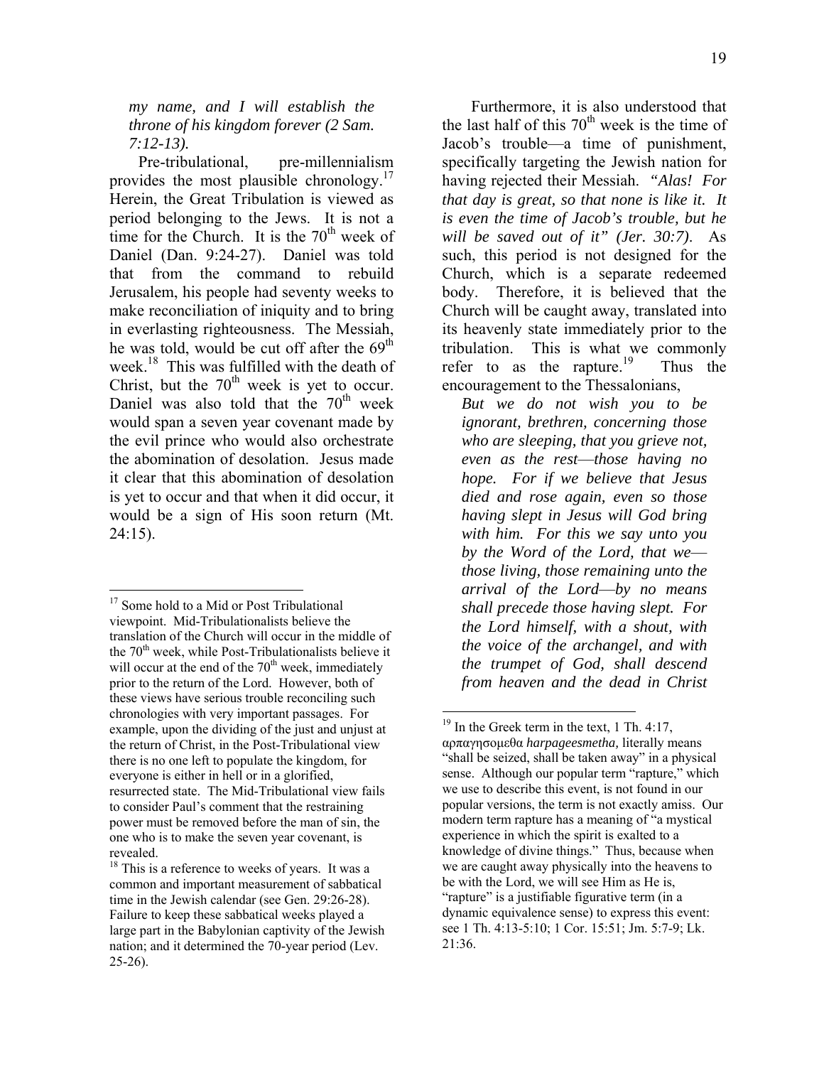*my name, and I will establish the throne of his kingdom forever (2 Sam. 7:12-13).*

Pre-tribulational, pre-millennialism provides the most plausible chronology.[17] Herein, the Great Tribulation is viewed as period belonging to the Jews. It is not a time for the Church. It is the 70th week of Daniel (Dan. 9:24-27). Daniel was told that from the command to rebuild Jerusalem, his people had seventy weeks to make reconciliation of iniquity and to bring in everlasting righteousness. The Messiah, he was told, would be cut off after the 69th week.[18] This was fulfilled with the death of Christ, but the 70th week is yet to occur. Daniel was also told that the 70th week would span a seven year covenant made by the evil prince who would also orchestrate the abomination of desolation. Jesus made it clear that this abomination of desolation is yet to occur and that when it did occur, it would be a sign of His soon return (Mt. 24:15).

Furthermore, it is also understood that the last half of this 70th week is the time of Jacob's trouble—a time of punishment, specifically targeting the Jewish nation for having rejected their Messiah. *"Alas! For that day is great, so that none is like it. It is even the time of Jacob's trouble, but he will be saved out of it" (Jer. 30:7).* As such, this period is not designed for the Church, which is a separate redeemed body. Therefore, it is believed that the Church will be caught away, translated into its heavenly state immediately prior to the tribulation. This is what we commonly refer to as the rapture.[19] Thus the encouragement to the Thessalonians,

*But we do not wish you to be ignorant, brethren, concerning those who are sleeping, that you grieve not, even as the rest—those having no hope. For if we believe that Jesus died and rose again, even so those having slept in Jesus will God bring with him. For this we say unto you by the Word of the Lord, that we—those living, those remaining unto the arrival of the Lord—by no means shall precede those having slept. For the Lord himself, with a shout, with the voice of the archangel, and with the trumpet of God, shall descend from heaven and the dead in Christ*

---

[17] Some hold to a Mid or Post Tribulational viewpoint. Mid-Tribulationalists believe the translation of the Church will occur in the middle of the 70th week, while Post-Tribulationalists believe it will occur at the end of the 70th week, immediately prior to the return of the Lord. However, both of these views have serious trouble reconciling such chronologies with very important passages. For example, upon the dividing of the just and unjust at the return of Christ, in the Post-Tribulational view there is no one left to populate the kingdom, for everyone is either in hell or in a glorified, resurrected state. The Mid-Tribulational view fails to consider Paul's comment that the restraining power must be removed before the man of sin, the one who is to make the seven year covenant, is revealed.

[18] This is a reference to weeks of years. It was a common and important measurement of sabbatical time in the Jewish calendar (see Gen. 29:26-28). Failure to keep these sabbatical weeks played a large part in the Babylonian captivity of the Jewish nation; and it determined the 70-year period (Lev. 25-26).

[19] In the Greek term in the text, 1 Th. 4:17, αρπαγησομεθα *harpageesmetha,* literally means "shall be seized, shall be taken away" in a physical sense. Although our popular term "rapture," which we use to describe this event, is not found in our popular versions, the term is not exactly amiss. Our modern term rapture has a meaning of "a mystical experience in which the spirit is exalted to a knowledge of divine things." Thus, because when we are caught away physically into the heavens to be with the Lord, we will see Him as He is, "rapture" is a justifiable figurative term (in a dynamic equivalence sense) to express this event: see 1 Th. 4:13-5:10; 1 Cor. 15:51; Jm. 5:7-9; Lk. 21:36.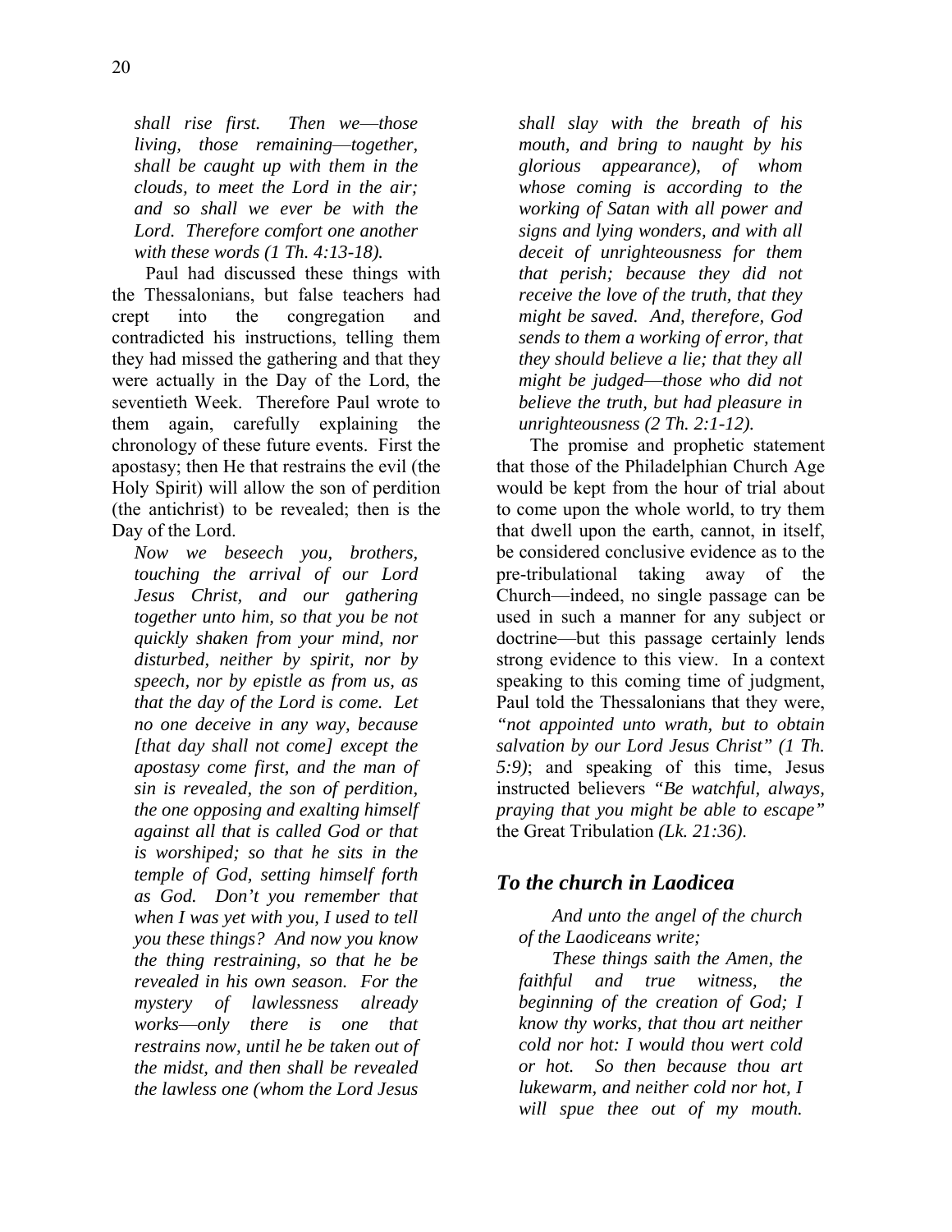*shall rise first. Then we—those living, those remaining—together, shall be caught up with them in the clouds, to meet the Lord in the air; and so shall we ever be with the Lord. Therefore comfort one another with these words (1 Th. 4:13-18).*

Paul had discussed these things with the Thessalonians, but false teachers had crept into the congregation and contradicted his instructions, telling them they had missed the gathering and that they were actually in the Day of the Lord, the seventieth Week. Therefore Paul wrote to them again, carefully explaining the chronology of these future events. First the apostasy; then He that restrains the evil (the Holy Spirit) will allow the son of perdition (the antichrist) to be revealed; then is the Day of the Lord.

> *Now we beseech you, brothers, touching the arrival of our Lord Jesus Christ, and our gathering together unto him, so that you be not quickly shaken from your mind, nor disturbed, neither by spirit, nor by speech, nor by epistle as from us, as that the day of the Lord is come. Let no one deceive in any way, because [that day shall not come] except the apostasy come first, and the man of sin is revealed, the son of perdition, the one opposing and exalting himself against all that is called God or that is worshiped; so that he sits in the temple of God, setting himself forth as God. Don't you remember that when I was yet with you, I used to tell you these things? And now you know the thing restraining, so that he be revealed in his own season. For the mystery of lawlessness already works—only there is one that restrains now, until he be taken out of the midst, and then shall be revealed the lawless one (whom the Lord Jesus shall slay with the breath of his mouth, and bring to naught by his glorious appearance), of whom whose coming is according to the working of Satan with all power and signs and lying wonders, and with all deceit of unrighteousness for them that perish; because they did not receive the love of the truth, that they might be saved. And, therefore, God sends to them a working of error, that they should believe a lie; that they all might be judged—those who did not believe the truth, but had pleasure in unrighteousness (2 Th. 2:1-12).*

The promise and prophetic statement that those of the Philadelphian Church Age would be kept from the hour of trial about to come upon the whole world, to try them that dwell upon the earth, cannot, in itself, be considered conclusive evidence as to the pre-tribulational taking away of the Church—indeed, no single passage can be used in such a manner for any subject or doctrine—but this passage certainly lends strong evidence to this view. In a context speaking to this coming time of judgment, Paul told the Thessalonians that they were, *"not appointed unto wrath, but to obtain salvation by our Lord Jesus Christ" (1 Th. 5:9)*; and speaking of this time, Jesus instructed believers *"Be watchful, always, praying that you might be able to escape"* the Great Tribulation *(Lk. 21:36).*

## *To the church in Laodicea*

*And unto the angel of the church of the Laodiceans write;*

*These things saith the Amen, the faithful and true witness, the beginning of the creation of God; I know thy works, that thou art neither cold nor hot: I would thou wert cold or hot. So then because thou art lukewarm, and neither cold nor hot, I will spue thee out of my mouth.*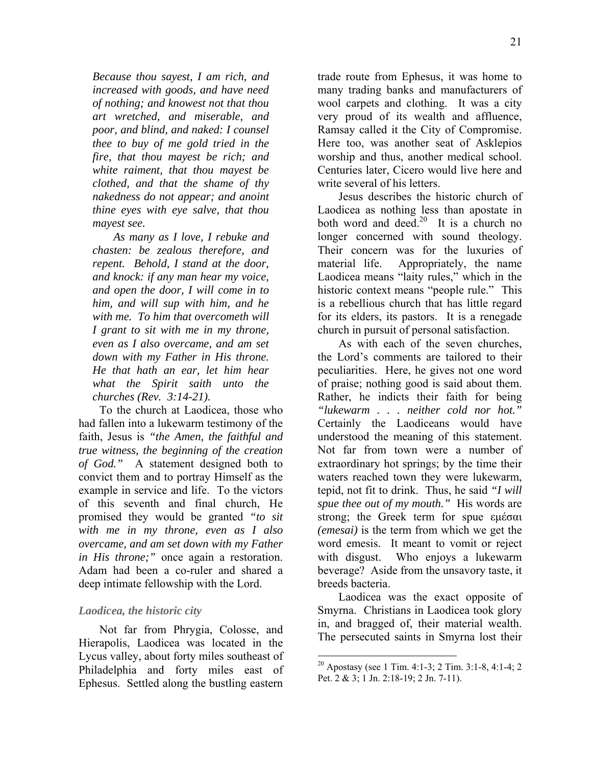*Because thou sayest, I am rich, and increased with goods, and have need of nothing; and knowest not that thou art wretched, and miserable, and poor, and blind, and naked: I counsel thee to buy of me gold tried in the fire, that thou mayest be rich; and white raiment, that thou mayest be clothed, and that the shame of thy nakedness do not appear; and anoint thine eyes with eye salve, that thou mayest see.*

*As many as I love, I rebuke and chasten: be zealous therefore, and repent. Behold, I stand at the door, and knock: if any man hear my voice, and open the door, I will come in to him, and will sup with him, and he with me. To him that overcometh will I grant to sit with me in my throne, even as I also overcame, and am set down with my Father in His throne. He that hath an ear, let him hear what the Spirit saith unto the churches (Rev. 3:14-21).*

To the church at Laodicea, those who had fallen into a lukewarm testimony of the faith, Jesus is *"the Amen, the faithful and true witness, the beginning of the creation of God."* A statement designed both to convict them and to portray Himself as the example in service and life. To the victors of this seventh and final church, He promised they would be granted *"to sit with me in my throne, even as I also overcame, and am set down with my Father in His throne;"* once again a restoration. Adam had been a co-ruler and shared a deep intimate fellowship with the Lord.

### *Laodicea, the historic city*

Not far from Phrygia, Colosse, and Hierapolis, Laodicea was located in the Lycus valley, about forty miles southeast of Philadelphia and forty miles east of Ephesus. Settled along the bustling eastern trade route from Ephesus, it was home to many trading banks and manufacturers of wool carpets and clothing. It was a city very proud of its wealth and affluence, Ramsay called it the City of Compromise. Here too, was another seat of Asklepios worship and thus, another medical school. Centuries later, Cicero would live here and write several of his letters.

Jesus describes the historic church of Laodicea as nothing less than apostate in both word and deed.[20] It is a church no longer concerned with sound theology. Their concern was for the luxuries of material life. Appropriately, the name Laodicea means "laity rules," which in the historic context means "people rule." This is a rebellious church that has little regard for its elders, its pastors. It is a renegade church in pursuit of personal satisfaction.

As with each of the seven churches, the Lord's comments are tailored to their peculiarities. Here, he gives not one word of praise; nothing good is said about them. Rather, he indicts their faith for being *"lukewarm . . . neither cold nor hot."* Certainly the Laodiceans would have understood the meaning of this statement. Not far from town were a number of extraordinary hot springs; by the time their waters reached town they were lukewarm, tepid, not fit to drink. Thus, he said *"I will spue thee out of my mouth."* His words are strong; the Greek term for spue εμέσαι *(emesai)* is the term from which we get the word emesis. It meant to vomit or reject with disgust. Who enjoys a lukewarm beverage? Aside from the unsavory taste, it breeds bacteria.

Laodicea was the exact opposite of Smyrna. Christians in Laodicea took glory in, and bragged of, their material wealth. The persecuted saints in Smyrna lost their

---

[20] Apostasy (see 1 Tim. 4:1-3; 2 Tim. 3:1-8, 4:1-4; 2 Pet. 2 & 3; 1 Jn. 2:18-19; 2 Jn. 7-11).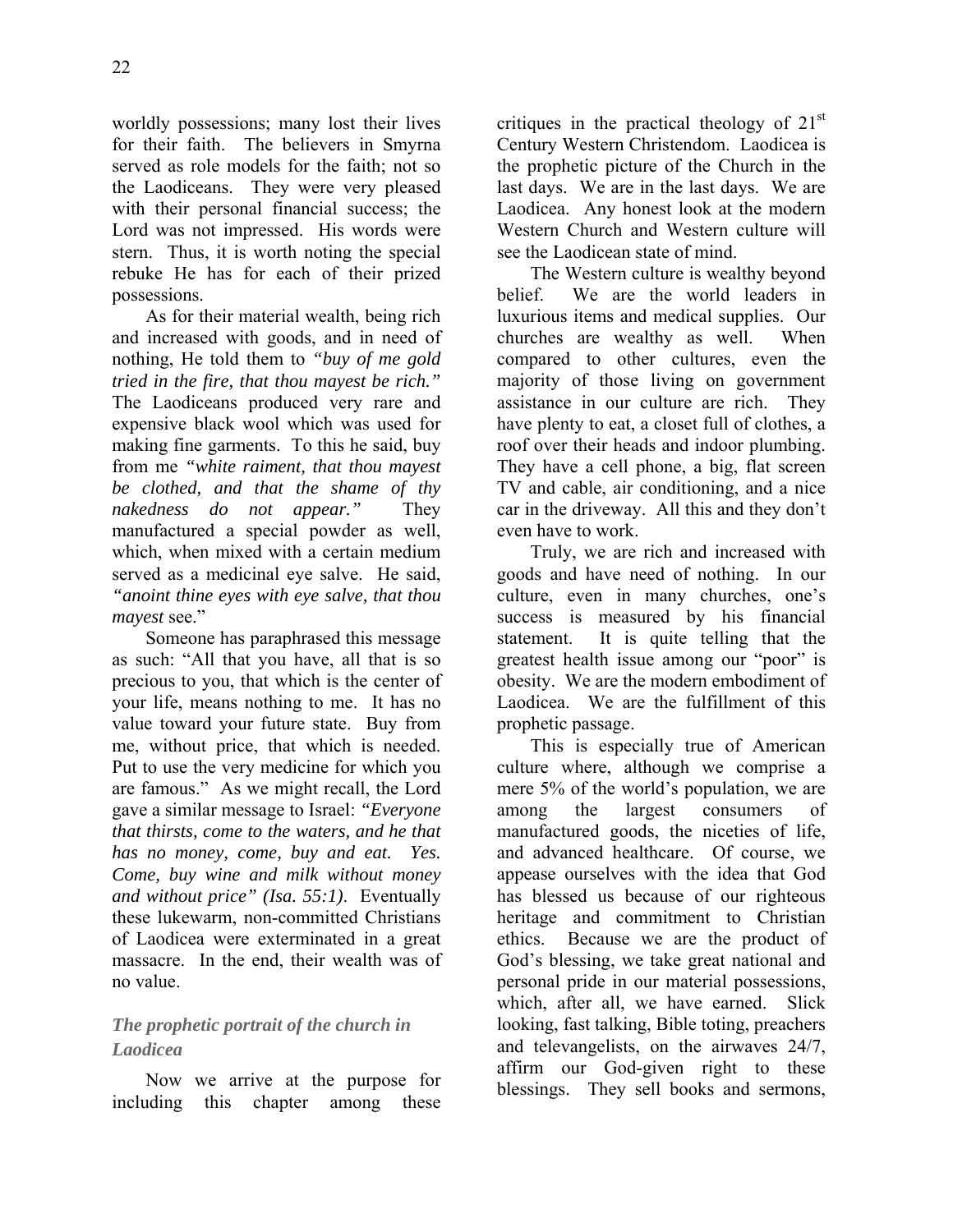worldly possessions; many lost their lives for their faith. The believers in Smyrna served as role models for the faith; not so the Laodiceans. They were very pleased with their personal financial success; the Lord was not impressed. His words were stern. Thus, it is worth noting the special rebuke He has for each of their prized possessions.

As for their material wealth, being rich and increased with goods, and in need of nothing, He told them to *"buy of me gold tried in the fire, that thou mayest be rich."* The Laodiceans produced very rare and expensive black wool which was used for making fine garments. To this he said, buy from me *"white raiment, that thou mayest be clothed, and that the shame of thy nakedness do not appear."* They manufactured a special powder as well, which, when mixed with a certain medium served as a medicinal eye salve. He said, *"anoint thine eyes with eye salve, that thou mayest* see."

Someone has paraphrased this message as such: "All that you have, all that is so precious to you, that which is the center of your life, means nothing to me. It has no value toward your future state. Buy from me, without price, that which is needed. Put to use the very medicine for which you are famous." As we might recall, the Lord gave a similar message to Israel: *"Everyone that thirsts, come to the waters, and he that has no money, come, buy and eat. Yes. Come, buy wine and milk without money and without price" (Isa. 55:1).* Eventually these lukewarm, non-committed Christians of Laodicea were exterminated in a great massacre. In the end, their wealth was of no value.

### *The prophetic portrait of the church in Laodicea*

Now we arrive at the purpose for including this chapter among these critiques in the practical theology of 21st Century Western Christendom. Laodicea is the prophetic picture of the Church in the last days. We are in the last days. We are Laodicea. Any honest look at the modern Western Church and Western culture will see the Laodicean state of mind.

The Western culture is wealthy beyond belief. We are the world leaders in luxurious items and medical supplies. Our churches are wealthy as well. When compared to other cultures, even the majority of those living on government assistance in our culture are rich. They have plenty to eat, a closet full of clothes, a roof over their heads and indoor plumbing. They have a cell phone, a big, flat screen TV and cable, air conditioning, and a nice car in the driveway. All this and they don't even have to work.

Truly, we are rich and increased with goods and have need of nothing. In our culture, even in many churches, one's success is measured by his financial statement. It is quite telling that the greatest health issue among our "poor" is obesity. We are the modern embodiment of Laodicea. We are the fulfillment of this prophetic passage.

This is especially true of American culture where, although we comprise a mere 5% of the world's population, we are among the largest consumers of manufactured goods, the niceties of life, and advanced healthcare. Of course, we appease ourselves with the idea that God has blessed us because of our righteous heritage and commitment to Christian ethics. Because we are the product of God's blessing, we take great national and personal pride in our material possessions, which, after all, we have earned. Slick looking, fast talking, Bible toting, preachers and televangelists, on the airwaves 24/7, affirm our God-given right to these blessings. They sell books and sermons,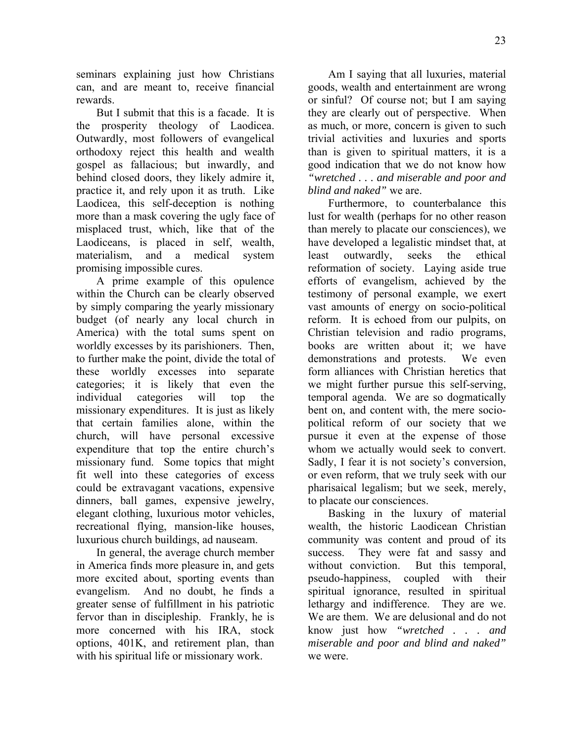seminars explaining just how Christians can, and are meant to, receive financial rewards.

But I submit that this is a facade. It is the prosperity theology of Laodicea. Outwardly, most followers of evangelical orthodoxy reject this health and wealth gospel as fallacious; but inwardly, and behind closed doors, they likely admire it, practice it, and rely upon it as truth. Like Laodicea, this self-deception is nothing more than a mask covering the ugly face of misplaced trust, which, like that of the Laodiceans, is placed in self, wealth, materialism, and a medical system promising impossible cures.

A prime example of this opulence within the Church can be clearly observed by simply comparing the yearly missionary budget (of nearly any local church in America) with the total sums spent on worldly excesses by its parishioners. Then, to further make the point, divide the total of these worldly excesses into separate categories; it is likely that even the individual categories will top the missionary expenditures. It is just as likely that certain families alone, within the church, will have personal excessive expenditure that top the entire church's missionary fund. Some topics that might fit well into these categories of excess could be extravagant vacations, expensive dinners, ball games, expensive jewelry, elegant clothing, luxurious motor vehicles, recreational flying, mansion-like houses, luxurious church buildings, ad nauseam.

In general, the average church member in America finds more pleasure in, and gets more excited about, sporting events than evangelism. And no doubt, he finds a greater sense of fulfillment in his patriotic fervor than in discipleship. Frankly, he is more concerned with his IRA, stock options, 401K, and retirement plan, than with his spiritual life or missionary work.

Am I saying that all luxuries, material goods, wealth and entertainment are wrong or sinful? Of course not; but I am saying they are clearly out of perspective. When as much, or more, concern is given to such trivial activities and luxuries and sports than is given to spiritual matters, it is a good indication that we do not know how *"wretched . . . and miserable and poor and blind and naked"* we are.

Furthermore, to counterbalance this lust for wealth (perhaps for no other reason than merely to placate our consciences), we have developed a legalistic mindset that, at least outwardly, seeks the ethical reformation of society. Laying aside true efforts of evangelism, achieved by the testimony of personal example, we exert vast amounts of energy on socio-political reform. It is echoed from our pulpits, on Christian television and radio programs, books are written about it; we have demonstrations and protests. We even form alliances with Christian heretics that we might further pursue this self-serving, temporal agenda. We are so dogmatically bent on, and content with, the mere socio-political reform of our society that we pursue it even at the expense of those whom we actually would seek to convert. Sadly, I fear it is not society's conversion, or even reform, that we truly seek with our pharisaical legalism; but we seek, merely, to placate our consciences.

Basking in the luxury of material wealth, the historic Laodicean Christian community was content and proud of its success. They were fat and sassy and without conviction. But this temporal, pseudo-happiness, coupled with their spiritual ignorance, resulted in spiritual lethargy and indifference. They are we. We are them. We are delusional and do not know just how *"wretched . . . and miserable and poor and blind and naked"* we were.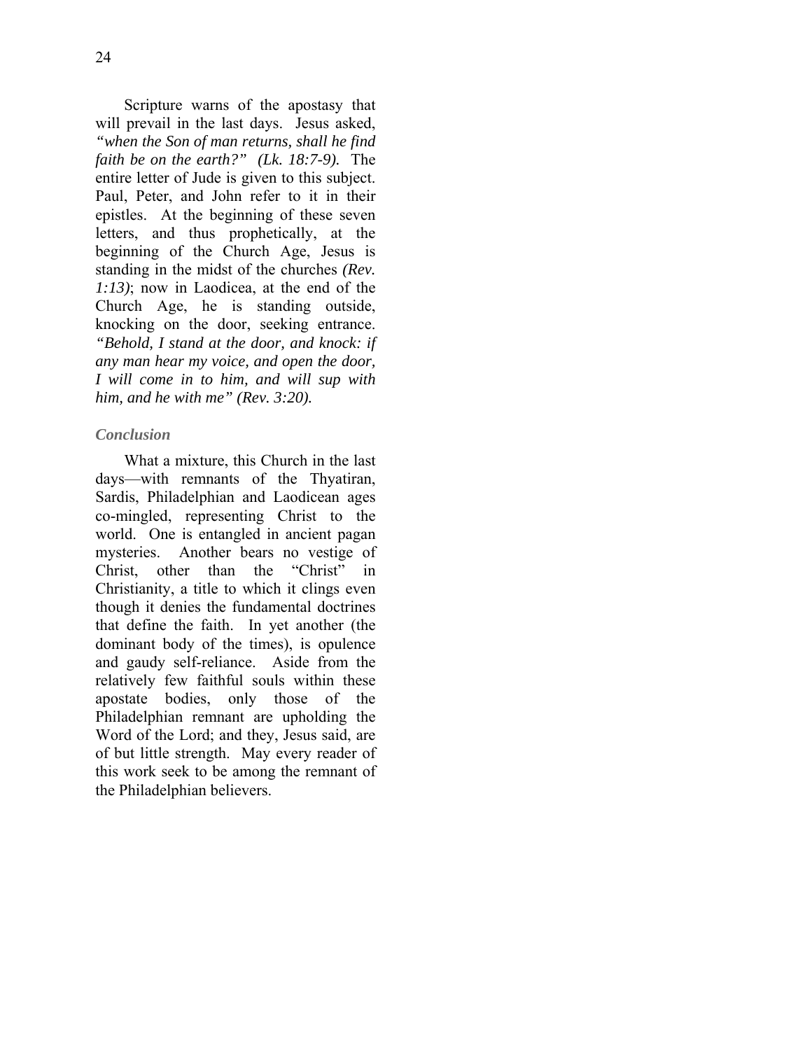Scripture warns of the apostasy that will prevail in the last days. Jesus asked, *"when the Son of man returns, shall he find faith be on the earth?" (Lk. 18:7-9).* The entire letter of Jude is given to this subject. Paul, Peter, and John refer to it in their epistles. At the beginning of these seven letters, and thus prophetically, at the beginning of the Church Age, Jesus is standing in the midst of the churches *(Rev. 1:13)*; now in Laodicea, at the end of the Church Age, he is standing outside, knocking on the door, seeking entrance. ***"Behold, I stand at the door, and knock: if any man hear my voice, and open the door, I will come in to him, and will sup with him, and he with me" (Rev. 3:20).***

### *Conclusion*

What a mixture, this Church in the last days—with remnants of the Thyatiran, Sardis, Philadelphian and Laodicean ages co-mingled, representing Christ to the world. One is entangled in ancient pagan mysteries. Another bears no vestige of Christ, other than the "Christ" in Christianity, a title to which it clings even though it denies the fundamental doctrines that define the faith. In yet another (the dominant body of the times), is opulence and gaudy self-reliance. Aside from the relatively few faithful souls within these apostate bodies, only those of the Philadelphian remnant are upholding the Word of the Lord; and they, Jesus said, are of but little strength. May every reader of this work seek to be among the remnant of the Philadelphian believers.